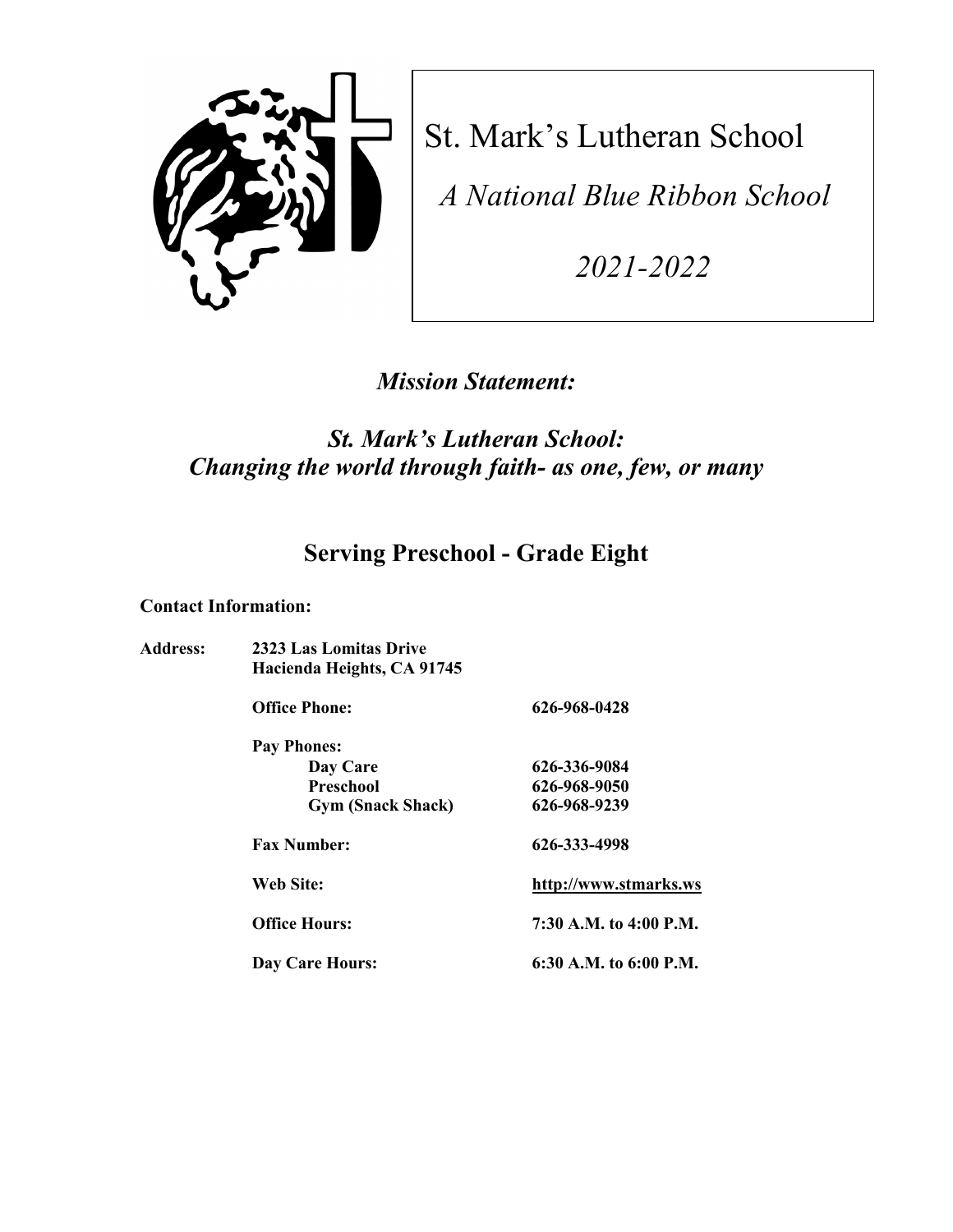# St. Mark's Lutheran School

*A National Blue Ribbon School*

*2021-2022*

## *Mission Statement:*

## *St. Mark's Lutheran School: Changing the world through faith- as one, few, or many*

## Serving Preschool - Grade Eight

**Contact Information:**

**Address:** **2323 Las Lomitas Drive**
**Hacienda Heights, CA 91745**

| | |
|---|---|
| **Office Phone:** | **626-968-0428** |
| **Pay Phones:** | |
| **Day Care** | **626-336-9084** |
| **Preschool** | **626-968-9050** |
| **Gym (Snack Shack)** | **626-968-9239** |
| **Fax Number:** | **626-333-4998** |
| **Web Site:** | **http://www.stmarks.ws** |
| **Office Hours:** | **7:30 A.M. to 4:00 P.M.** |
| **Day Care Hours:** | **6:30 A.M. to 6:00 P.M.** |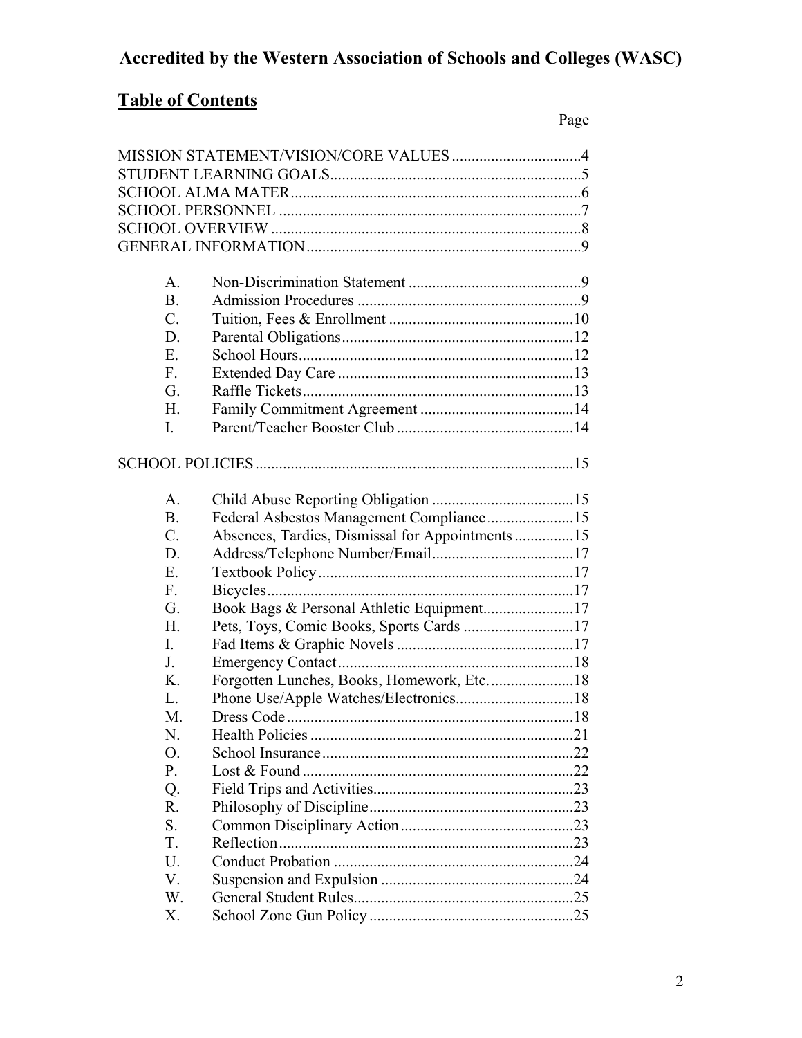**Accredited by the Western Association of Schools and Colleges (WASC)**

## Table of Contents

| | | Page |
|---|---|---|
| MISSION STATEMENT/VISION/CORE VALUES | | 4 |
| STUDENT LEARNING GOALS | | 5 |
| SCHOOL ALMA MATER | | 6 |
| SCHOOL PERSONNEL | | 7 |
| SCHOOL OVERVIEW | | 8 |
| GENERAL INFORMATION | | 9 |
| A. | Non-Discrimination Statement | 9 |
| B. | Admission Procedures | 9 |
| C. | Tuition, Fees & Enrollment | 10 |
| D. | Parental Obligations | 12 |
| E. | School Hours | 12 |
| F. | Extended Day Care | 13 |
| G. | Raffle Tickets | 13 |
| H. | Family Commitment Agreement | 14 |
| I. | Parent/Teacher Booster Club | 14 |
| SCHOOL POLICIES | | 15 |
| A. | Child Abuse Reporting Obligation | 15 |
| B. | Federal Asbestos Management Compliance | 15 |
| C. | Absences, Tardies, Dismissal for Appointments | 15 |
| D. | Address/Telephone Number/Email | 17 |
| E. | Textbook Policy | 17 |
| F. | Bicycles | 17 |
| G. | Book Bags & Personal Athletic Equipment | 17 |
| H. | Pets, Toys, Comic Books, Sports Cards | 17 |
| I. | Fad Items & Graphic Novels | 17 |
| J. | Emergency Contact | 18 |
| K. | Forgotten Lunches, Books, Homework, Etc. | 18 |
| L. | Phone Use/Apple Watches/Electronics | 18 |
| M. | Dress Code | 18 |
| N. | Health Policies | 21 |
| O. | School Insurance | 22 |
| P. | Lost & Found | 22 |
| Q. | Field Trips and Activities | 23 |
| R. | Philosophy of Discipline | 23 |
| S. | Common Disciplinary Action | 23 |
| T. | Reflection | 23 |
| U. | Conduct Probation | 24 |
| V. | Suspension and Expulsion | 24 |
| W. | General Student Rules | 25 |
| X. | School Zone Gun Policy | 25 |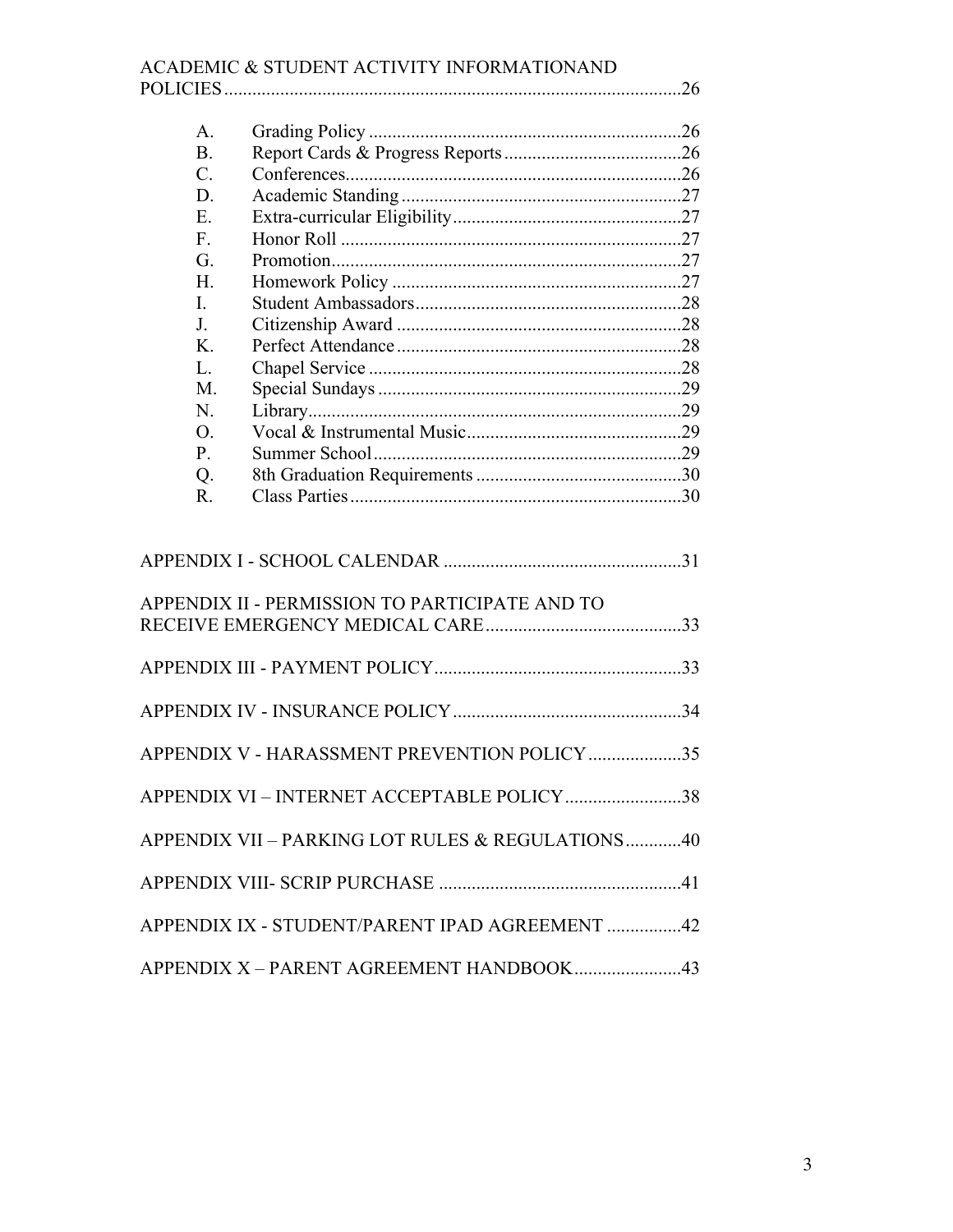ACADEMIC & STUDENT ACTIVITY INFORMATIONAND POLICIES .................................................................................................26

A. Grading Policy ..................................................................26
B. Report Cards & Progress Reports......................................26
C. Conferences.......................................................................26
D. Academic Standing............................................................27
E. Extra-curricular Eligibility................................................27
F. Honor Roll ........................................................................27
G. Promotion..........................................................................27
H. Homework Policy .............................................................27
I. Student Ambassadors.........................................................28
J. Citizenship Award ............................................................28
K. Perfect Attendance............................................................28
L. Chapel Service ..................................................................28
M. Special Sundays ................................................................29
N. Library...............................................................................29
O. Vocal & Instrumental Music..............................................29
P. Summer School..................................................................29
Q. 8th Graduation Requirements ...........................................30
R. Class Parties......................................................................30

APPENDIX I - SCHOOL CALENDAR ..................................................31

APPENDIX II - PERMISSION TO PARTICIPATE AND TO RECEIVE EMERGENCY MEDICAL CARE..........................................33

APPENDIX III - PAYMENT POLICY....................................................33

APPENDIX IV - INSURANCE POLICY................................................34

APPENDIX V - HARASSMENT PREVENTION POLICY....................35

APPENDIX VI – INTERNET ACCEPTABLE POLICY.........................38

APPENDIX VII – PARKING LOT RULES & REGULATIONS............40

APPENDIX VIII- SCRIP PURCHASE ...................................................41

APPENDIX IX - STUDENT/PARENT IPAD AGREEMENT ................42

APPENDIX X – PARENT AGREEMENT HANDBOOK.......................43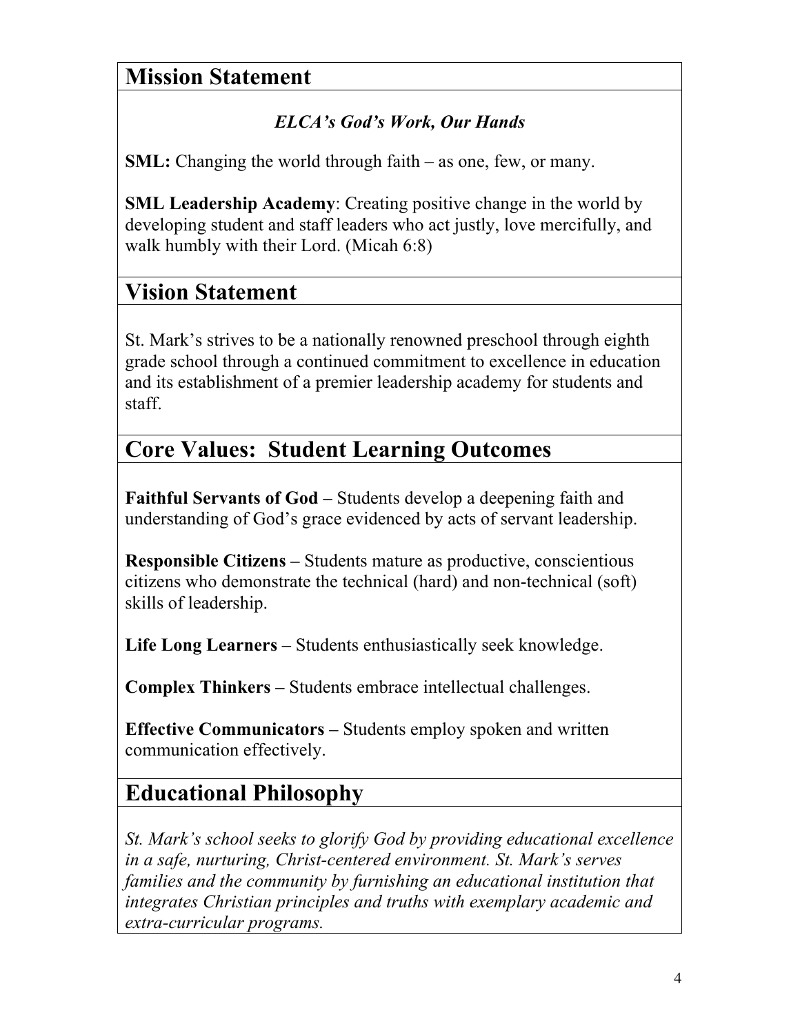## Mission Statement

***ELCA's God's Work, Our Hands***

**SML:** Changing the world through faith – as one, few, or many.

**SML Leadership Academy**: Creating positive change in the world by developing student and staff leaders who act justly, love mercifully, and walk humbly with their Lord. (Micah 6:8)

## Vision Statement

St. Mark's strives to be a nationally renowned preschool through eighth grade school through a continued commitment to excellence in education and its establishment of a premier leadership academy for students and staff.

## Core Values: Student Learning Outcomes

**Faithful Servants of God –** Students develop a deepening faith and understanding of God's grace evidenced by acts of servant leadership.

**Responsible Citizens –** Students mature as productive, conscientious citizens who demonstrate the technical (hard) and non-technical (soft) skills of leadership.

**Life Long Learners –** Students enthusiastically seek knowledge.

**Complex Thinkers –** Students embrace intellectual challenges.

**Effective Communicators –** Students employ spoken and written communication effectively.

## Educational Philosophy

*St. Mark's school seeks to glorify God by providing educational excellence in a safe, nurturing, Christ-centered environment. St. Mark's serves families and the community by furnishing an educational institution that integrates Christian principles and truths with exemplary academic and extra-curricular programs.*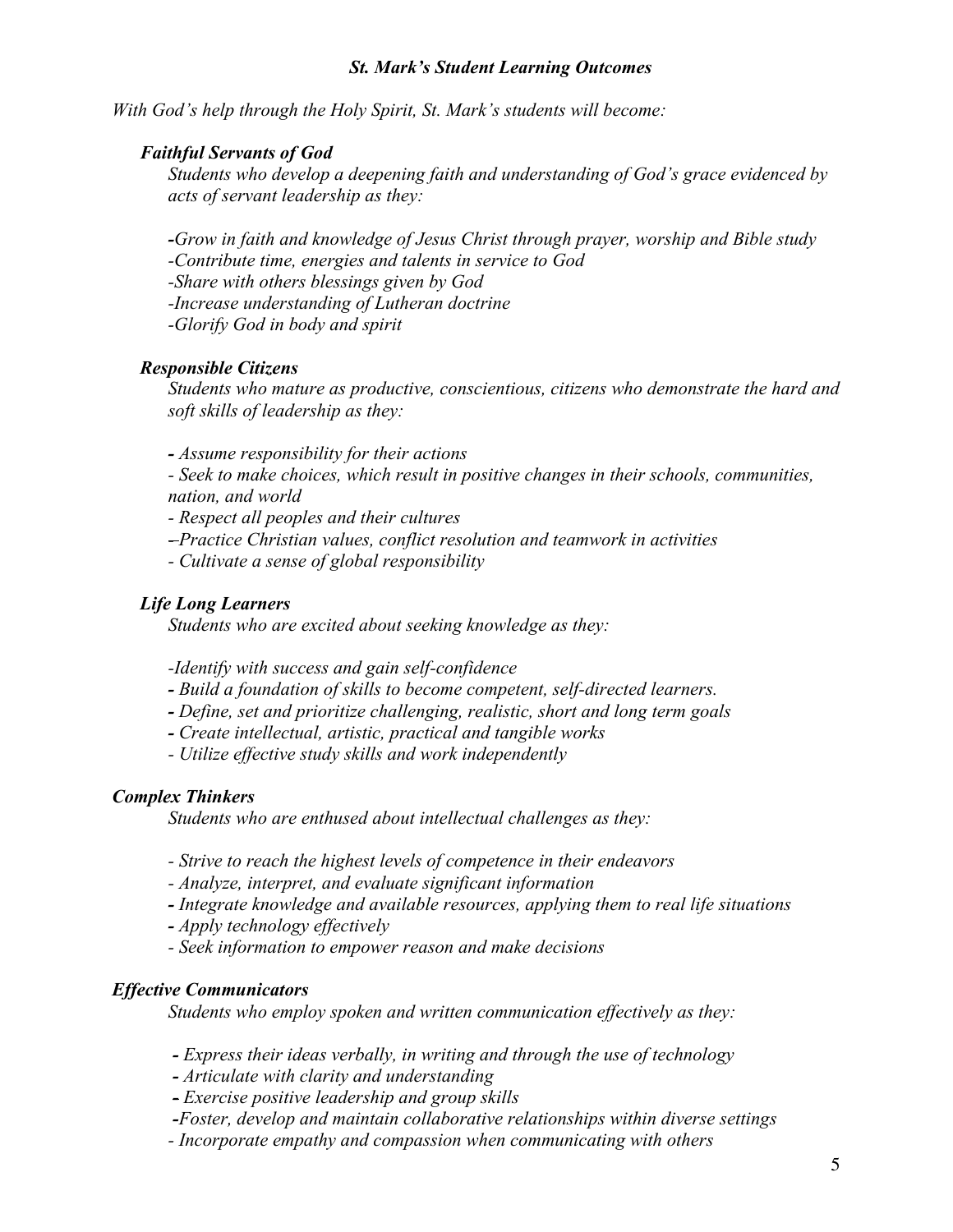## *St. Mark's Student Learning Outcomes*

*With God's help through the Holy Spirit, St. Mark's students will become:*

### *Faithful Servants of God*

*Students who develop a deepening faith and understanding of God's grace evidenced by acts of servant leadership as they:*

*-Grow in faith and knowledge of Jesus Christ through prayer, worship and Bible study*
*-Contribute time, energies and talents in service to God*
*-Share with others blessings given by God*
*-Increase understanding of Lutheran doctrine*
*-Glorify God in body and spirit*

### *Responsible Citizens*

*Students who mature as productive, conscientious, citizens who demonstrate the hard and soft skills of leadership as they:*

*- Assume responsibility for their actions*
*- Seek to make choices, which result in positive changes in their schools, communities, nation, and world*
*- Respect all peoples and their cultures*
*–Practice Christian values, conflict resolution and teamwork in activities*
*- Cultivate a sense of global responsibility*

### *Life Long Learners*

*Students who are excited about seeking knowledge as they:*

*-Identify with success and gain self-confidence*
*- Build a foundation of skills to become competent, self-directed learners.*
*- Define, set and prioritize challenging, realistic, short and long term goals*
*- Create intellectual, artistic, practical and tangible works*
*- Utilize effective study skills and work independently*

### *Complex Thinkers*

*Students who are enthused about intellectual challenges as they:*

*- Strive to reach the highest levels of competence in their endeavors*
*- Analyze, interpret, and evaluate significant information*
*- Integrate knowledge and available resources, applying them to real life situations*
*- Apply technology effectively*
*- Seek information to empower reason and make decisions*

### *Effective Communicators*

*Students who employ spoken and written communication effectively as they:*

*- Express their ideas verbally, in writing and through the use of technology*
*- Articulate with clarity and understanding*
*- Exercise positive leadership and group skills*
*-Foster, develop and maintain collaborative relationships within diverse settings*
*- Incorporate empathy and compassion when communicating with others*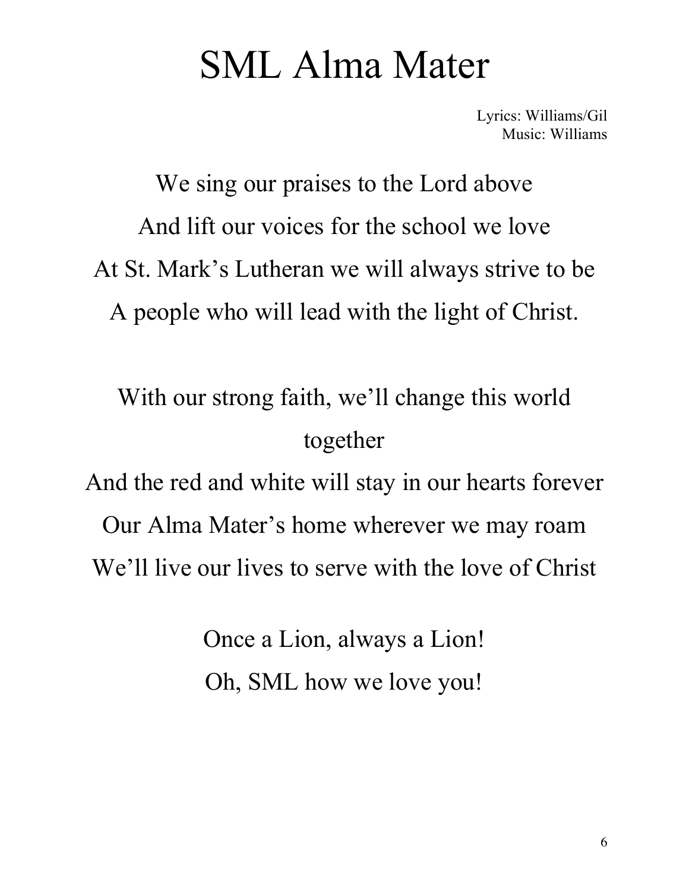# SML Alma Mater

Lyrics: Williams/Gil
Music: Williams

We sing our praises to the Lord above
And lift our voices for the school we love
At St. Mark's Lutheran we will always strive to be
A people who will lead with the light of Christ.

With our strong faith, we'll change this world together
And the red and white will stay in our hearts forever
Our Alma Mater's home wherever we may roam
We'll live our lives to serve with the love of Christ

Once a Lion, always a Lion!
Oh, SML how we love you!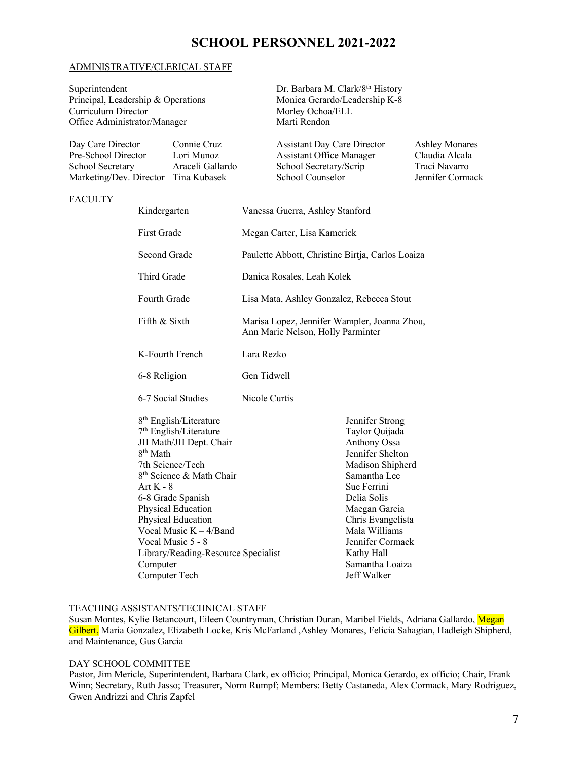# SCHOOL PERSONNEL 2021-2022

## ADMINISTRATIVE/CLERICAL STAFF

| | |
|---|---|
| Superintendent | Dr. Barbara M. Clark/8th History |
| Principal, Leadership & Operations | Monica Gerardo/Leadership K-8 |
| Curriculum Director | Morley Ochoa/ELL |
| Office Administrator/Manager | Marti Rendon |

| | | | |
|---|---|---|---|
| Day Care Director | Connie Cruz | Assistant Day Care Director | Ashley Monares |
| Pre-School Director | Lori Munoz | Assistant Office Manager | Claudia Alcala |
| School Secretary | Araceli Gallardo | School Secretary/Scrip | Traci Navarro |
| Marketing/Dev. Director | Tina Kubasek | School Counselor | Jennifer Cormack |

## FACULTY

| | |
|---|---|
| Kindergarten | Vanessa Guerra, Ashley Stanford |
| First Grade | Megan Carter, Lisa Kamerick |
| Second Grade | Paulette Abbott, Christine Birtja, Carlos Loaiza |
| Third Grade | Danica Rosales, Leah Kolek |
| Fourth Grade | Lisa Mata, Ashley Gonzalez, Rebecca Stout |
| Fifth & Sixth | Marisa Lopez, Jennifer Wampler, Joanna Zhou, Ann Marie Nelson, Holly Parminter |
| K-Fourth French | Lara Rezko |
| 6-8 Religion | Gen Tidwell |
| 6-7 Social Studies | Nicole Curtis |

| | |
|---|---|
| 8th English/Literature | Jennifer Strong |
| 7th English/Literature | Taylor Quijada |
| JH Math/JH Dept. Chair | Anthony Ossa |
| 8th Math | Jennifer Shelton |
| 7th Science/Tech | Madison Shipherd |
| 8th Science & Math Chair | Samantha Lee |
| Art K - 8 | Sue Ferrini |
| 6-8 Grade Spanish | Delia Solis |
| Physical Education | Maegan Garcia |
| Physical Education | Chris Evangelista |
| Vocal Music K – 4/Band | Mala Williams |
| Vocal Music 5 - 8 | Jennifer Cormack |
| Library/Reading-Resource Specialist | Kathy Hall |
| Computer | Samantha Loaiza |
| Computer Tech | Jeff Walker |

## TEACHING ASSISTANTS/TECHNICAL STAFF

Susan Montes, Kylie Betancourt, Eileen Countryman, Christian Duran, Maribel Fields, Adriana Gallardo, Megan Gilbert, Maria Gonzalez, Elizabeth Locke, Kris McFarland ,Ashley Monares, Felicia Sahagian, Hadleigh Shipherd, and Maintenance, Gus Garcia

## DAY SCHOOL COMMITTEE

Pastor, Jim Mericle, Superintendent, Barbara Clark, ex officio; Principal, Monica Gerardo, ex officio; Chair, Frank Winn; Secretary, Ruth Jasso; Treasurer, Norm Rumpf; Members: Betty Castaneda, Alex Cormack, Mary Rodriguez, Gwen Andrizzi and Chris Zapfel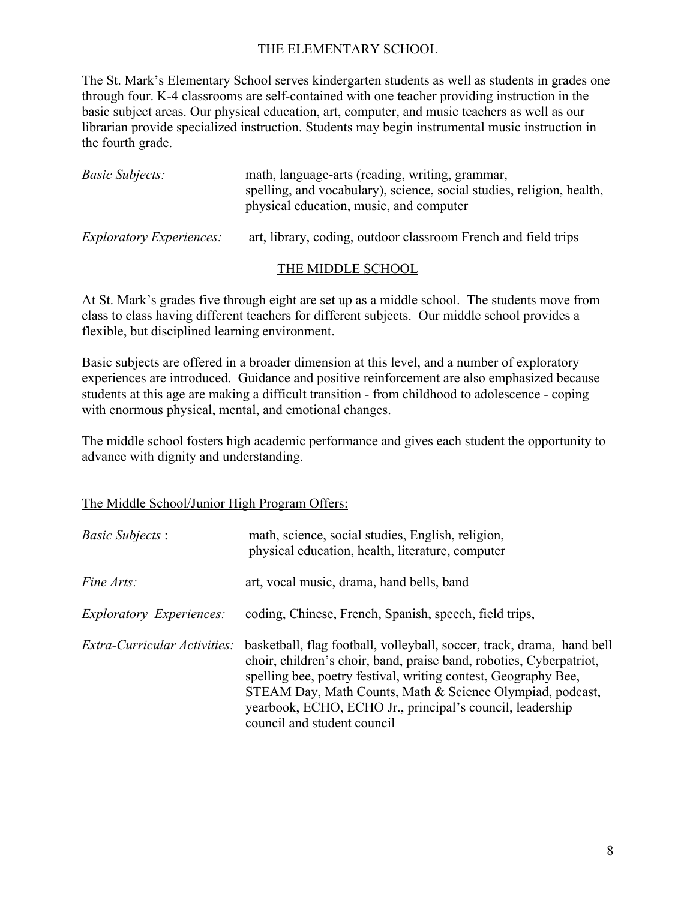## THE ELEMENTARY SCHOOL

The St. Mark's Elementary School serves kindergarten students as well as students in grades one through four. K-4 classrooms are self-contained with one teacher providing instruction in the basic subject areas. Our physical education, art, computer, and music teachers as well as our librarian provide specialized instruction. Students may begin instrumental music instruction in the fourth grade.

*Basic Subjects:* math, language-arts (reading, writing, grammar, spelling, and vocabulary), science, social studies, religion, health, physical education, music, and computer

*Exploratory Experiences:* art, library, coding, outdoor classroom French and field trips

## THE MIDDLE SCHOOL

At St. Mark's grades five through eight are set up as a middle school. The students move from class to class having different teachers for different subjects. Our middle school provides a flexible, but disciplined learning environment.

Basic subjects are offered in a broader dimension at this level, and a number of exploratory experiences are introduced. Guidance and positive reinforcement are also emphasized because students at this age are making a difficult transition - from childhood to adolescence - coping with enormous physical, mental, and emotional changes.

The middle school fosters high academic performance and gives each student the opportunity to advance with dignity and understanding.

### The Middle School/Junior High Program Offers:

*Basic Subjects* : math, science, social studies, English, religion, physical education, health, literature, computer

*Fine Arts:* art, vocal music, drama, hand bells, band

*Exploratory Experiences:* coding, Chinese, French, Spanish, speech, field trips,

*Extra-Curricular Activities:* basketball, flag football, volleyball, soccer, track, drama, hand bell choir, children's choir, band, praise band, robotics, Cyberpatriot, spelling bee, poetry festival, writing contest, Geography Bee, STEAM Day, Math Counts, Math & Science Olympiad, podcast, yearbook, ECHO, ECHO Jr., principal's council, leadership council and student council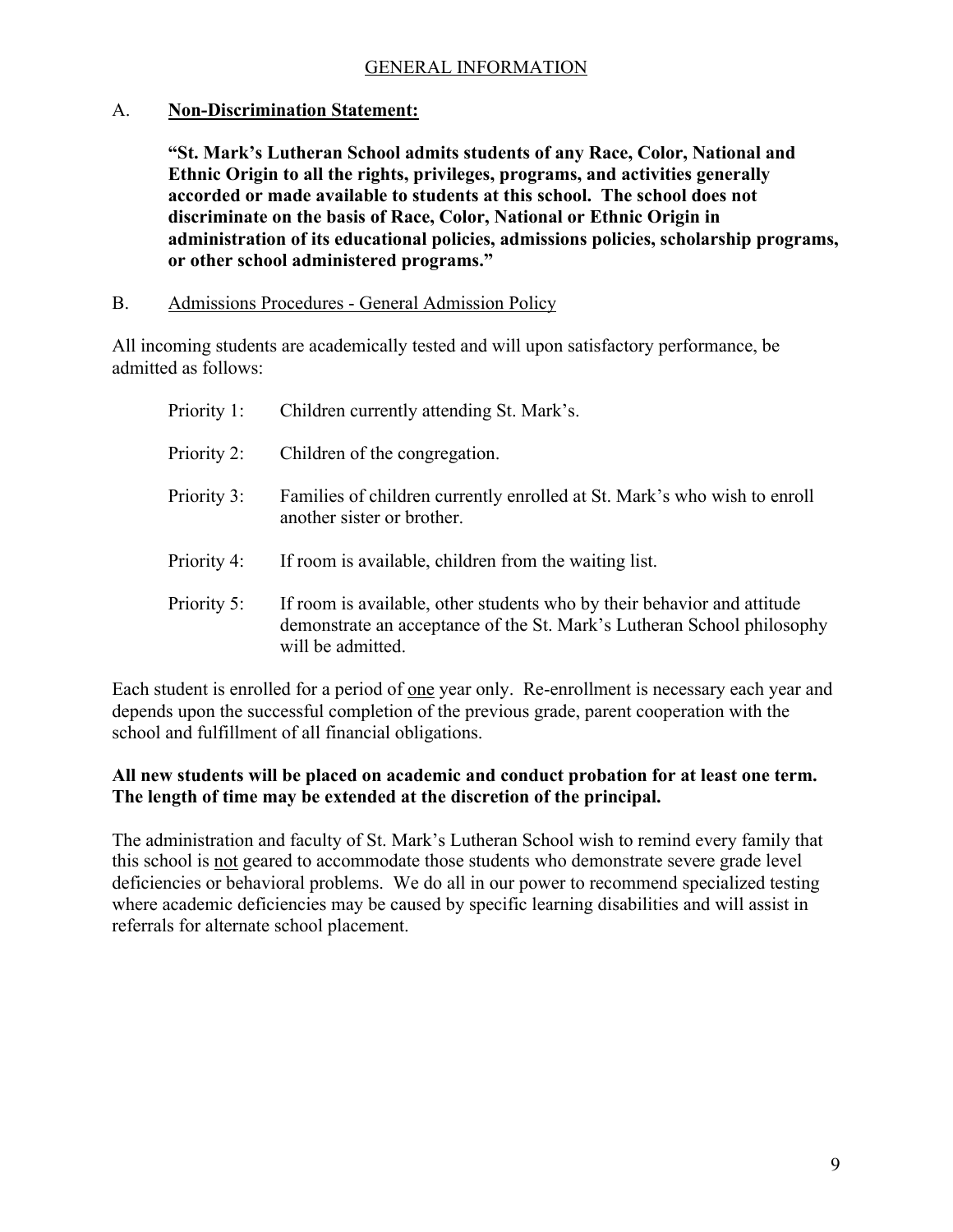# GENERAL INFORMATION

## A. **Non-Discrimination Statement:**

**"St. Mark's Lutheran School admits students of any Race, Color, National and Ethnic Origin to all the rights, privileges, programs, and activities generally accorded or made available to students at this school. The school does not discriminate on the basis of Race, Color, National or Ethnic Origin in administration of its educational policies, admissions policies, scholarship programs, or other school administered programs."**

## B. Admissions Procedures - General Admission Policy

All incoming students are academically tested and will upon satisfactory performance, be admitted as follows:

- Priority 1: Children currently attending St. Mark's.
- Priority 2: Children of the congregation.
- Priority 3: Families of children currently enrolled at St. Mark's who wish to enroll another sister or brother.
- Priority 4: If room is available, children from the waiting list.
- Priority 5: If room is available, other students who by their behavior and attitude demonstrate an acceptance of the St. Mark's Lutheran School philosophy will be admitted.

Each student is enrolled for a period of one year only. Re-enrollment is necessary each year and depends upon the successful completion of the previous grade, parent cooperation with the school and fulfillment of all financial obligations.

**All new students will be placed on academic and conduct probation for at least one term. The length of time may be extended at the discretion of the principal.**

The administration and faculty of St. Mark's Lutheran School wish to remind every family that this school is not geared to accommodate those students who demonstrate severe grade level deficiencies or behavioral problems. We do all in our power to recommend specialized testing where academic deficiencies may be caused by specific learning disabilities and will assist in referrals for alternate school placement.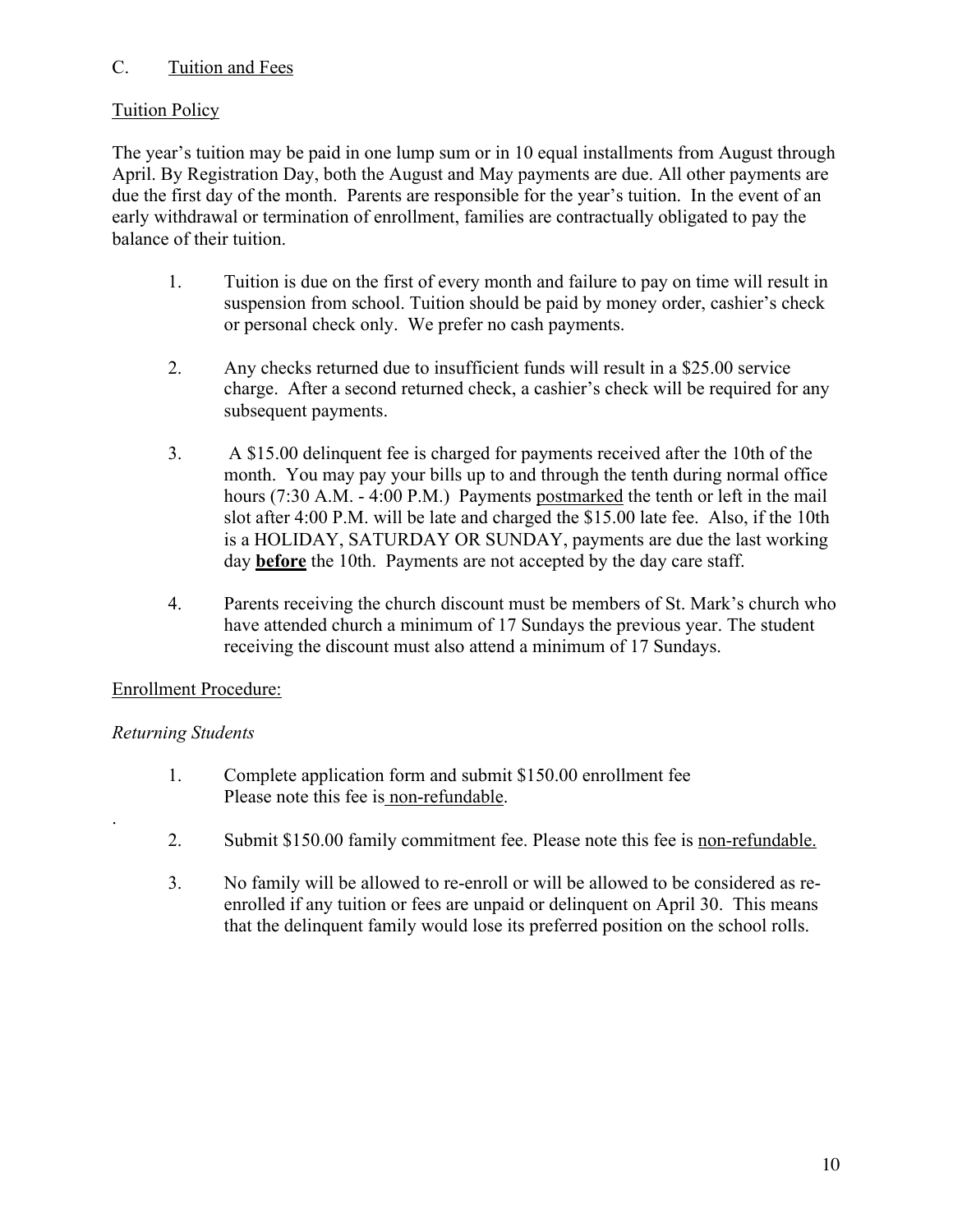## C. Tuition and Fees

### Tuition Policy

The year's tuition may be paid in one lump sum or in 10 equal installments from August through April. By Registration Day, both the August and May payments are due. All other payments are due the first day of the month. Parents are responsible for the year's tuition. In the event of an early withdrawal or termination of enrollment, families are contractually obligated to pay the balance of their tuition.

1. Tuition is due on the first of every month and failure to pay on time will result in suspension from school. Tuition should be paid by money order, cashier's check or personal check only. We prefer no cash payments.

2. Any checks returned due to insufficient funds will result in a $25.00 service charge. After a second returned check, a cashier's check will be required for any subsequent payments.

3. A $15.00 delinquent fee is charged for payments received after the 10th of the month. You may pay your bills up to and through the tenth during normal office hours (7:30 A.M. - 4:00 P.M.) Payments <u>postmarked</u> the tenth or left in the mail slot after 4:00 P.M. will be late and charged the $15.00 late fee. Also, if the 10th is a HOLIDAY, SATURDAY OR SUNDAY, payments are due the last working day <u>**before**</u> the 10th. Payments are not accepted by the day care staff.

4. Parents receiving the church discount must be members of St. Mark's church who have attended church a minimum of 17 Sundays the previous year. The student receiving the discount must also attend a minimum of 17 Sundays.

### Enrollment Procedure:

*Returning Students*

1. Complete application form and submit $150.00 enrollment fee
   Please note this fee is <u>non-refundable</u>.

2. Submit $150.00 family commitment fee. Please note this fee is <u>non-refundable.</u>

3. No family will be allowed to re-enroll or will be allowed to be considered as re-enrolled if any tuition or fees are unpaid or delinquent on April 30. This means that the delinquent family would lose its preferred position on the school rolls.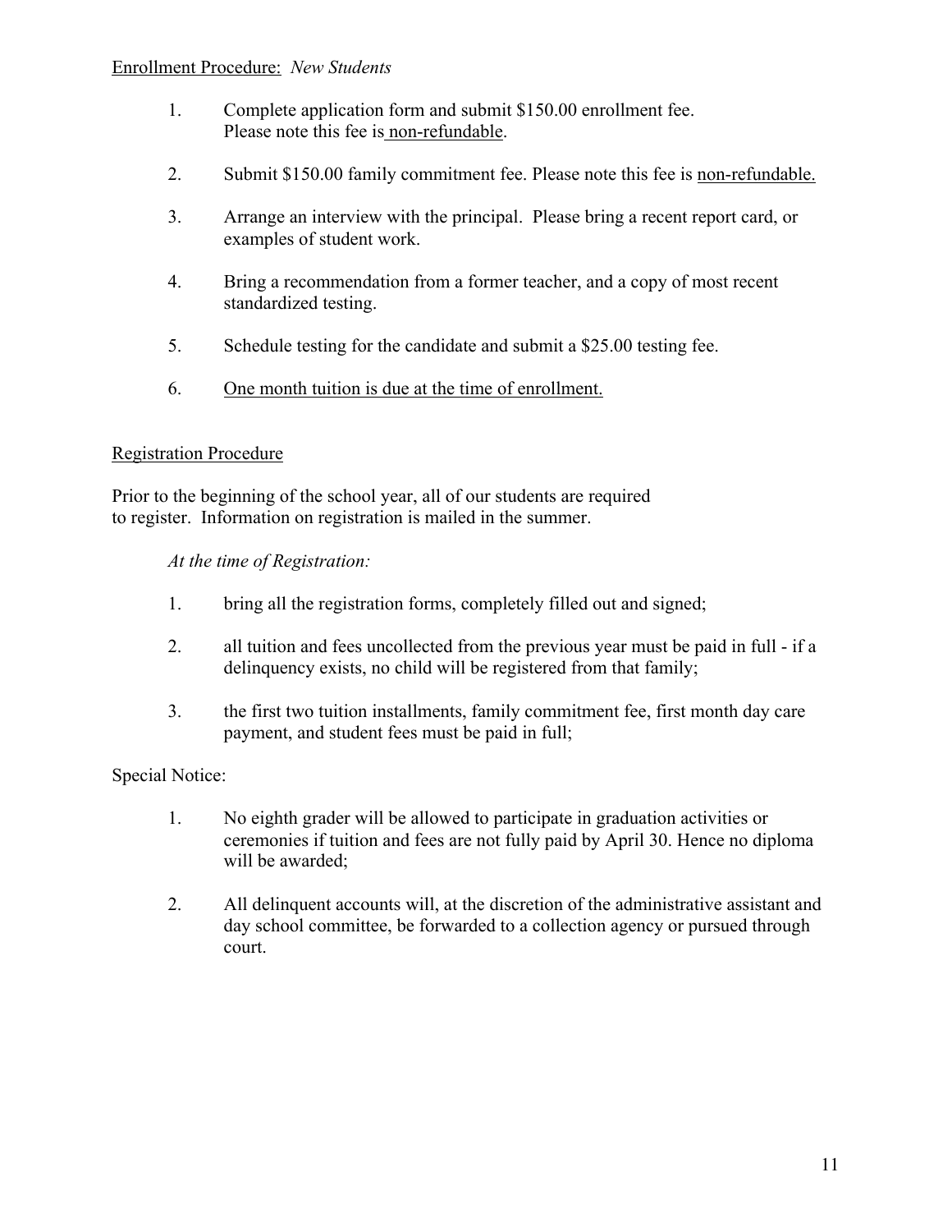## Enrollment Procedure: *New Students*

1. Complete application form and submit $150.00 enrollment fee. Please note this fee is non-refundable.

2. Submit $150.00 family commitment fee. Please note this fee is non-refundable.

3. Arrange an interview with the principal. Please bring a recent report card, or examples of student work.

4. Bring a recommendation from a former teacher, and a copy of most recent standardized testing.

5. Schedule testing for the candidate and submit a $25.00 testing fee.

6. One month tuition is due at the time of enrollment.

## Registration Procedure

Prior to the beginning of the school year, all of our students are required to register. Information on registration is mailed in the summer.

*At the time of Registration:*

1. bring all the registration forms, completely filled out and signed;

2. all tuition and fees uncollected from the previous year must be paid in full - if a delinquency exists, no child will be registered from that family;

3. the first two tuition installments, family commitment fee, first month day care payment, and student fees must be paid in full;

Special Notice:

1. No eighth grader will be allowed to participate in graduation activities or ceremonies if tuition and fees are not fully paid by April 30. Hence no diploma will be awarded;

2. All delinquent accounts will, at the discretion of the administrative assistant and day school committee, be forwarded to a collection agency or pursued through court.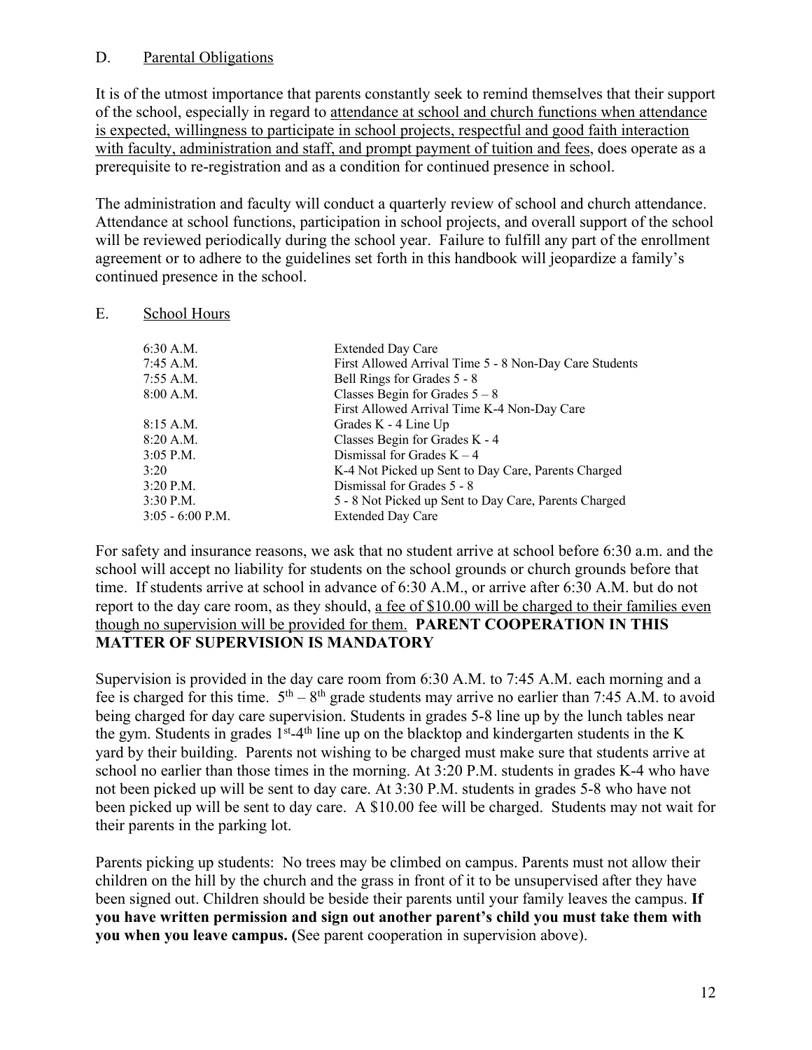## D. Parental Obligations

It is of the utmost importance that parents constantly seek to remind themselves that their support of the school, especially in regard to <u>attendance at school and church functions when attendance is expected, willingness to participate in school projects, respectful and good faith interaction with faculty, administration and staff, and prompt payment of tuition and fees</u>, does operate as a prerequisite to re-registration and as a condition for continued presence in school.

The administration and faculty will conduct a quarterly review of school and church attendance. Attendance at school functions, participation in school projects, and overall support of the school will be reviewed periodically during the school year. Failure to fulfill any part of the enrollment agreement or to adhere to the guidelines set forth in this handbook will jeopardize a family's continued presence in the school.

## E. School Hours

| | |
|---|---|
| 6:30 A.M. | Extended Day Care |
| 7:45 A.M. | First Allowed Arrival Time 5 - 8 Non-Day Care Students |
| 7:55 A.M. | Bell Rings for Grades 5 - 8 |
| 8:00 A.M. | Classes Begin for Grades 5 – 8 |
| | First Allowed Arrival Time K-4 Non-Day Care |
| 8:15 A.M. | Grades K - 4 Line Up |
| 8:20 A.M. | Classes Begin for Grades K - 4 |
| 3:05 P.M. | Dismissal for Grades K – 4 |
| 3:20 | K-4 Not Picked up Sent to Day Care, Parents Charged |
| 3:20 P.M. | Dismissal for Grades 5 - 8 |
| 3:30 P.M. | 5 - 8 Not Picked up Sent to Day Care, Parents Charged |
| 3:05 - 6:00 P.M. | Extended Day Care |

For safety and insurance reasons, we ask that no student arrive at school before 6:30 a.m. and the school will accept no liability for students on the school grounds or church grounds before that time. If students arrive at school in advance of 6:30 A.M., or arrive after 6:30 A.M. but do not report to the day care room, as they should, <u>a fee of $10.00 will be charged to their families even though no supervision will be provided for them.</u> **PARENT COOPERATION IN THIS MATTER OF SUPERVISION IS MANDATORY**

Supervision is provided in the day care room from 6:30 A.M. to 7:45 A.M. each morning and a fee is charged for this time. 5th – 8th grade students may arrive no earlier than 7:45 A.M. to avoid being charged for day care supervision. Students in grades 5-8 line up by the lunch tables near the gym. Students in grades 1st-4th line up on the blacktop and kindergarten students in the K yard by their building. Parents not wishing to be charged must make sure that students arrive at school no earlier than those times in the morning. At 3:20 P.M. students in grades K-4 who have not been picked up will be sent to day care. At 3:30 P.M. students in grades 5-8 who have not been picked up will be sent to day care. A $10.00 fee will be charged. Students may not wait for their parents in the parking lot.

Parents picking up students: No trees may be climbed on campus. Parents must not allow their children on the hill by the church and the grass in front of it to be unsupervised after they have been signed out. Children should be beside their parents until your family leaves the campus. **If you have written permission and sign out another parent's child you must take them with you when you leave campus. (**See parent cooperation in supervision above).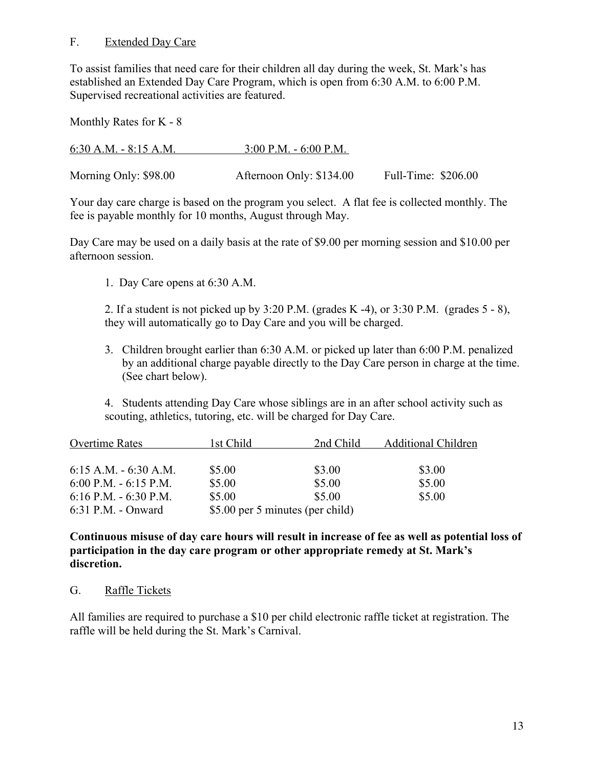## F. Extended Day Care

To assist families that need care for their children all day during the week, St. Mark's has established an Extended Day Care Program, which is open from 6:30 A.M. to 6:00 P.M. Supervised recreational activities are featured.

Monthly Rates for K - 8

| 6:30 A.M. - 8:15 A.M. | 3:00 P.M. - 6:00 P.M. | |
|---|---|---|
| Morning Only: $98.00 | Afternoon Only: $134.00 | Full-Time: $206.00 |

Your day care charge is based on the program you select. A flat fee is collected monthly. The fee is payable monthly for 10 months, August through May.

Day Care may be used on a daily basis at the rate of $9.00 per morning session and $10.00 per afternoon session.

1. Day Care opens at 6:30 A.M.

2. If a student is not picked up by 3:20 P.M. (grades K -4), or 3:30 P.M. (grades 5 - 8), they will automatically go to Day Care and you will be charged.

3. Children brought earlier than 6:30 A.M. or picked up later than 6:00 P.M. penalized by an additional charge payable directly to the Day Care person in charge at the time. (See chart below).

4. Students attending Day Care whose siblings are in an after school activity such as scouting, athletics, tutoring, etc. will be charged for Day Care.

| Overtime Rates | 1st Child | 2nd Child | Additional Children |
|---|---|---|---|
| 6:15 A.M. - 6:30 A.M. | $5.00 | $3.00 | $3.00 |
| 6:00 P.M. - 6:15 P.M. | $5.00 | $5.00 | $5.00 |
| 6:16 P.M. - 6:30 P.M. | $5.00 | $5.00 | $5.00 |
| 6:31 P.M. - Onward | $5.00 per 5 minutes (per child) | | |

**Continuous misuse of day care hours will result in increase of fee as well as potential loss of participation in the day care program or other appropriate remedy at St. Mark's discretion.**

## G. Raffle Tickets

All families are required to purchase a $10 per child electronic raffle ticket at registration. The raffle will be held during the St. Mark's Carnival.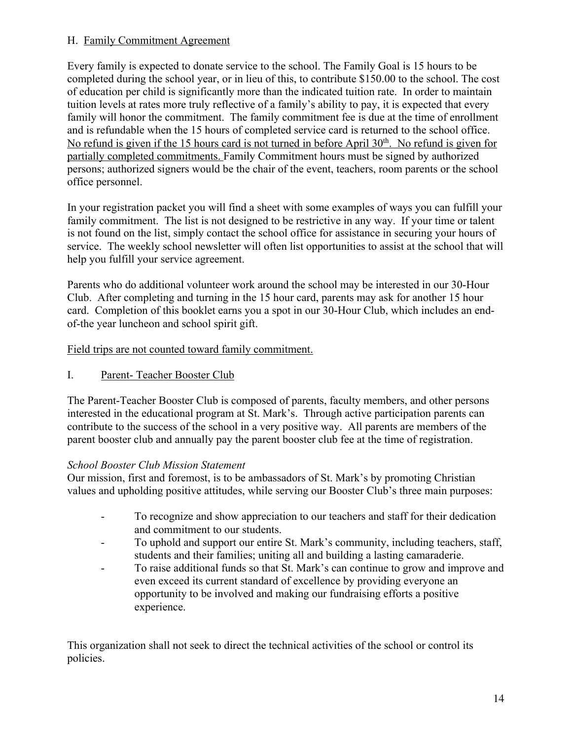## H. Family Commitment Agreement

Every family is expected to donate service to the school. The Family Goal is 15 hours to be completed during the school year, or in lieu of this, to contribute $150.00 to the school. The cost of education per child is significantly more than the indicated tuition rate. In order to maintain tuition levels at rates more truly reflective of a family's ability to pay, it is expected that every family will honor the commitment. The family commitment fee is due at the time of enrollment and is refundable when the 15 hours of completed service card is returned to the school office. No refund is given if the 15 hours card is not turned in before April 30th. No refund is given for partially completed commitments. Family Commitment hours must be signed by authorized persons; authorized signers would be the chair of the event, teachers, room parents or the school office personnel.

In your registration packet you will find a sheet with some examples of ways you can fulfill your family commitment. The list is not designed to be restrictive in any way. If your time or talent is not found on the list, simply contact the school office for assistance in securing your hours of service. The weekly school newsletter will often list opportunities to assist at the school that will help you fulfill your service agreement.

Parents who do additional volunteer work around the school may be interested in our 30-Hour Club. After completing and turning in the 15 hour card, parents may ask for another 15 hour card. Completion of this booklet earns you a spot in our 30-Hour Club, which includes an end-of-the year luncheon and school spirit gift.

Field trips are not counted toward family commitment.

## I. Parent- Teacher Booster Club

The Parent-Teacher Booster Club is composed of parents, faculty members, and other persons interested in the educational program at St. Mark's. Through active participation parents can contribute to the success of the school in a very positive way. All parents are members of the parent booster club and annually pay the parent booster club fee at the time of registration.

*School Booster Club Mission Statement*

Our mission, first and foremost, is to be ambassadors of St. Mark's by promoting Christian values and upholding positive attitudes, while serving our Booster Club's three main purposes:

- To recognize and show appreciation to our teachers and staff for their dedication and commitment to our students.
- To uphold and support our entire St. Mark's community, including teachers, staff, students and their families; uniting all and building a lasting camaraderie.
- To raise additional funds so that St. Mark's can continue to grow and improve and even exceed its current standard of excellence by providing everyone an opportunity to be involved and making our fundraising efforts a positive experience.

This organization shall not seek to direct the technical activities of the school or control its policies.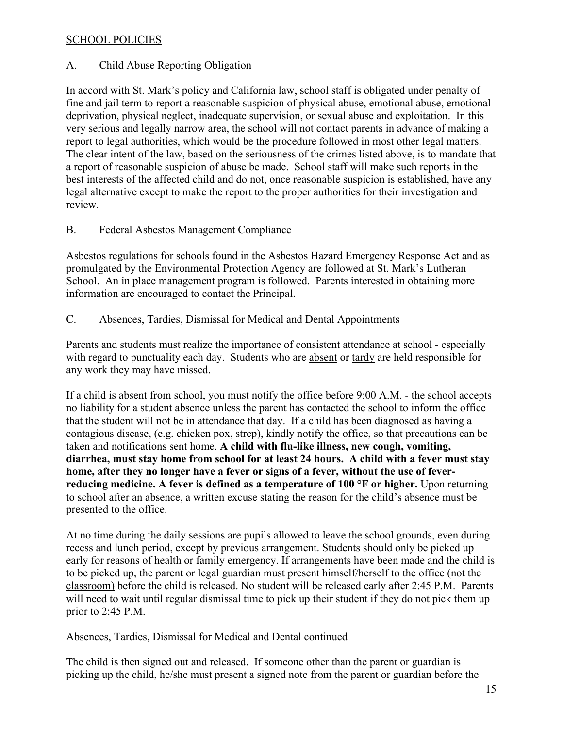## SCHOOL POLICIES

### A. Child Abuse Reporting Obligation

In accord with St. Mark's policy and California law, school staff is obligated under penalty of fine and jail term to report a reasonable suspicion of physical abuse, emotional abuse, emotional deprivation, physical neglect, inadequate supervision, or sexual abuse and exploitation. In this very serious and legally narrow area, the school will not contact parents in advance of making a report to legal authorities, which would be the procedure followed in most other legal matters. The clear intent of the law, based on the seriousness of the crimes listed above, is to mandate that a report of reasonable suspicion of abuse be made. School staff will make such reports in the best interests of the affected child and do not, once reasonable suspicion is established, have any legal alternative except to make the report to the proper authorities for their investigation and review.

### B. Federal Asbestos Management Compliance

Asbestos regulations for schools found in the Asbestos Hazard Emergency Response Act and as promulgated by the Environmental Protection Agency are followed at St. Mark's Lutheran School. An in place management program is followed. Parents interested in obtaining more information are encouraged to contact the Principal.

### C. Absences, Tardies, Dismissal for Medical and Dental Appointments

Parents and students must realize the importance of consistent attendance at school - especially with regard to punctuality each day. Students who are absent or tardy are held responsible for any work they may have missed.

If a child is absent from school, you must notify the office before 9:00 A.M. - the school accepts no liability for a student absence unless the parent has contacted the school to inform the office that the student will not be in attendance that day. If a child has been diagnosed as having a contagious disease, (e.g. chicken pox, strep), kindly notify the office, so that precautions can be taken and notifications sent home. **A child with flu-like illness, new cough, vomiting, diarrhea, must stay home from school for at least 24 hours. A child with a fever must stay home, after they no longer have a fever or signs of a fever, without the use of fever-reducing medicine. A fever is defined as a temperature of 100 °F or higher.** Upon returning to school after an absence, a written excuse stating the reason for the child's absence must be presented to the office.

At no time during the daily sessions are pupils allowed to leave the school grounds, even during recess and lunch period, except by previous arrangement. Students should only be picked up early for reasons of health or family emergency. If arrangements have been made and the child is to be picked up, the parent or legal guardian must present himself/herself to the office (not the classroom) before the child is released. No student will be released early after 2:45 P.M. Parents will need to wait until regular dismissal time to pick up their student if they do not pick them up prior to 2:45 P.M.

Absences, Tardies, Dismissal for Medical and Dental continued

The child is then signed out and released. If someone other than the parent or guardian is picking up the child, he/she must present a signed note from the parent or guardian before the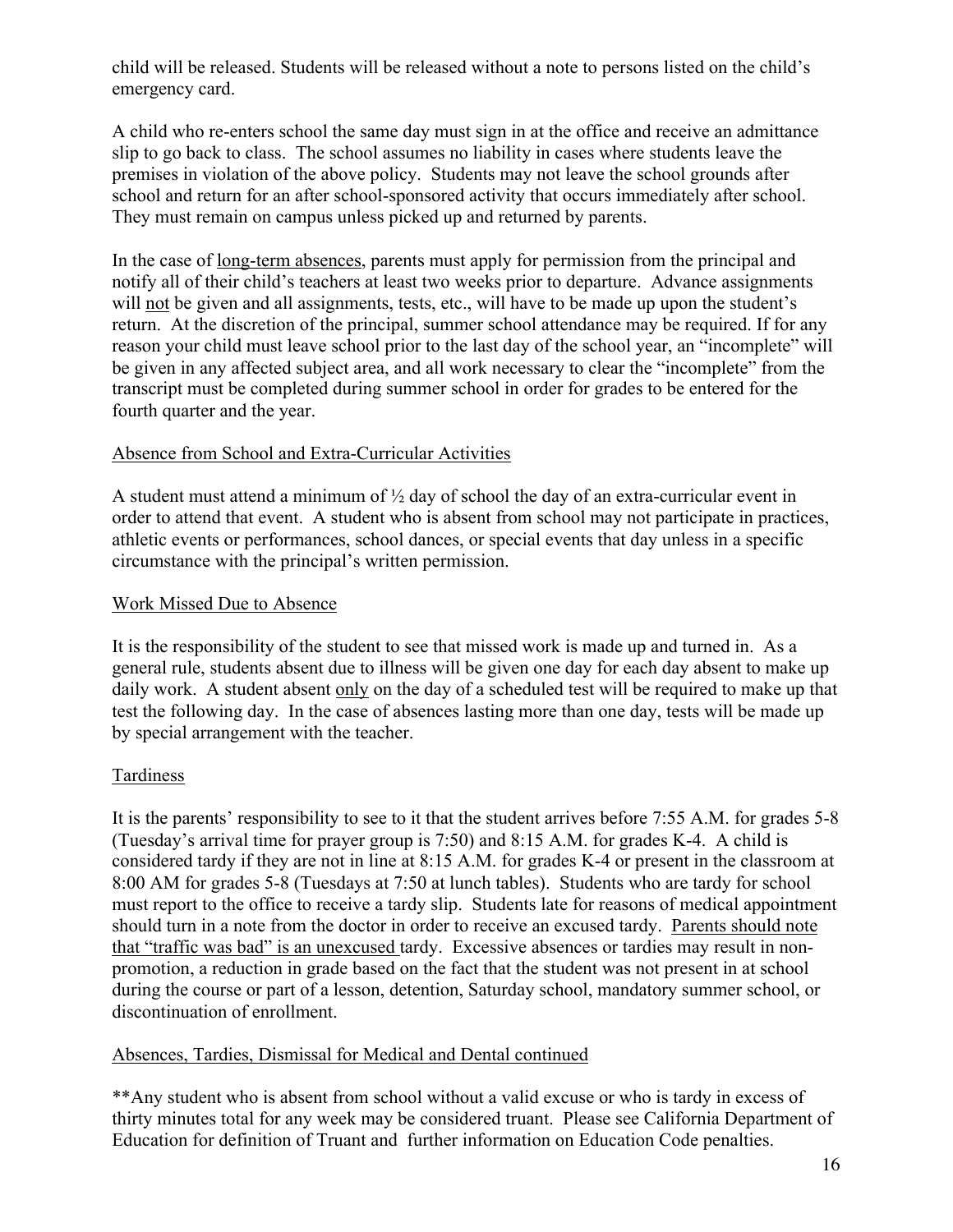child will be released. Students will be released without a note to persons listed on the child's emergency card.

A child who re-enters school the same day must sign in at the office and receive an admittance slip to go back to class. The school assumes no liability in cases where students leave the premises in violation of the above policy. Students may not leave the school grounds after school and return for an after school-sponsored activity that occurs immediately after school. They must remain on campus unless picked up and returned by parents.

In the case of <u>long-term absences</u>, parents must apply for permission from the principal and notify all of their child's teachers at least two weeks prior to departure. Advance assignments will <u>not</u> be given and all assignments, tests, etc., will have to be made up upon the student's return. At the discretion of the principal, summer school attendance may be required. If for any reason your child must leave school prior to the last day of the school year, an "incomplete" will be given in any affected subject area, and all work necessary to clear the "incomplete" from the transcript must be completed during summer school in order for grades to be entered for the fourth quarter and the year.

## <u>Absence from School and Extra-Curricular Activities</u>

A student must attend a minimum of ½ day of school the day of an extra-curricular event in order to attend that event. A student who is absent from school may not participate in practices, athletic events or performances, school dances, or special events that day unless in a specific circumstance with the principal's written permission.

## <u>Work Missed Due to Absence</u>

It is the responsibility of the student to see that missed work is made up and turned in. As a general rule, students absent due to illness will be given one day for each day absent to make up daily work. A student absent <u>only</u> on the day of a scheduled test will be required to make up that test the following day. In the case of absences lasting more than one day, tests will be made up by special arrangement with the teacher.

## <u>Tardiness</u>

It is the parents' responsibility to see to it that the student arrives before 7:55 A.M. for grades 5-8 (Tuesday's arrival time for prayer group is 7:50) and 8:15 A.M. for grades K-4. A child is considered tardy if they are not in line at 8:15 A.M. for grades K-4 or present in the classroom at 8:00 AM for grades 5-8 (Tuesdays at 7:50 at lunch tables). Students who are tardy for school must report to the office to receive a tardy slip. Students late for reasons of medical appointment should turn in a note from the doctor in order to receive an excused tardy. <u>Parents should note that "traffic was bad" is an unexcused</u> tardy. Excessive absences or tardies may result in non-promotion, a reduction in grade based on the fact that the student was not present in at school during the course or part of a lesson, detention, Saturday school, mandatory summer school, or discontinuation of enrollment.

## <u>Absences, Tardies, Dismissal for Medical and Dental continued</u>

**Any student who is absent from school without a valid excuse or who is tardy in excess of thirty minutes total for any week may be considered truant. Please see California Department of Education for definition of Truant and further information on Education Code penalties.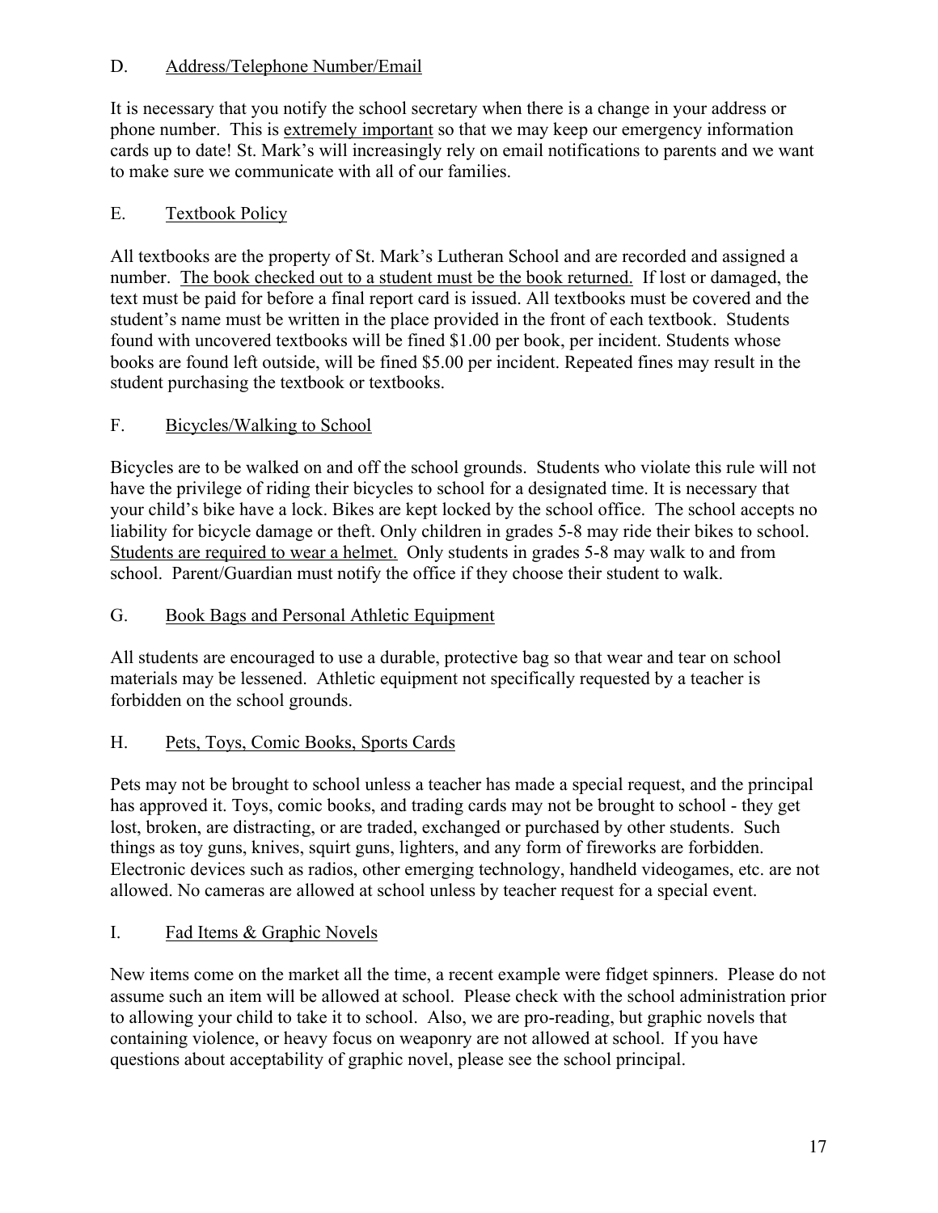## D. Address/Telephone Number/Email

It is necessary that you notify the school secretary when there is a change in your address or phone number. This is <u>extremely important</u> so that we may keep our emergency information cards up to date! St. Mark's will increasingly rely on email notifications to parents and we want to make sure we communicate with all of our families.

## E. Textbook Policy

All textbooks are the property of St. Mark's Lutheran School and are recorded and assigned a number. <u>The book checked out to a student must be the book returned.</u> If lost or damaged, the text must be paid for before a final report card is issued. All textbooks must be covered and the student's name must be written in the place provided in the front of each textbook. Students found with uncovered textbooks will be fined $1.00 per book, per incident. Students whose books are found left outside, will be fined $5.00 per incident. Repeated fines may result in the student purchasing the textbook or textbooks.

## F. Bicycles/Walking to School

Bicycles are to be walked on and off the school grounds. Students who violate this rule will not have the privilege of riding their bicycles to school for a designated time. It is necessary that your child's bike have a lock. Bikes are kept locked by the school office. The school accepts no liability for bicycle damage or theft. Only children in grades 5-8 may ride their bikes to school. <u>Students are required to wear a helmet.</u> Only students in grades 5-8 may walk to and from school. Parent/Guardian must notify the office if they choose their student to walk.

## G. Book Bags and Personal Athletic Equipment

All students are encouraged to use a durable, protective bag so that wear and tear on school materials may be lessened. Athletic equipment not specifically requested by a teacher is forbidden on the school grounds.

## H. Pets, Toys, Comic Books, Sports Cards

Pets may not be brought to school unless a teacher has made a special request, and the principal has approved it. Toys, comic books, and trading cards may not be brought to school - they get lost, broken, are distracting, or are traded, exchanged or purchased by other students. Such things as toy guns, knives, squirt guns, lighters, and any form of fireworks are forbidden. Electronic devices such as radios, other emerging technology, handheld videogames, etc. are not allowed. No cameras are allowed at school unless by teacher request for a special event.

## I. Fad Items & Graphic Novels

New items come on the market all the time, a recent example were fidget spinners. Please do not assume such an item will be allowed at school. Please check with the school administration prior to allowing your child to take it to school. Also, we are pro-reading, but graphic novels that containing violence, or heavy focus on weaponry are not allowed at school. If you have questions about acceptability of graphic novel, please see the school principal.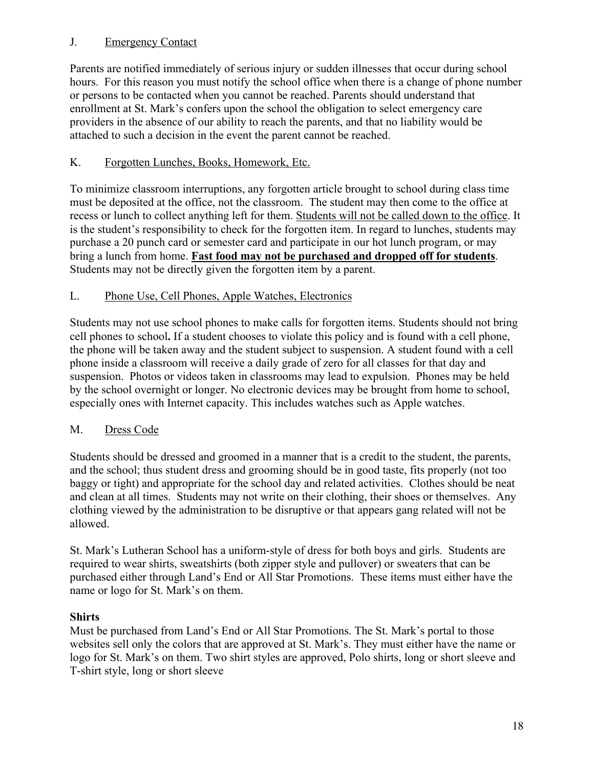## J. Emergency Contact

Parents are notified immediately of serious injury or sudden illnesses that occur during school hours. For this reason you must notify the school office when there is a change of phone number or persons to be contacted when you cannot be reached. Parents should understand that enrollment at St. Mark's confers upon the school the obligation to select emergency care providers in the absence of our ability to reach the parents, and that no liability would be attached to such a decision in the event the parent cannot be reached.

## K. Forgotten Lunches, Books, Homework, Etc.

To minimize classroom interruptions, any forgotten article brought to school during class time must be deposited at the office, not the classroom. The student may then come to the office at recess or lunch to collect anything left for them. Students will not be called down to the office. It is the student's responsibility to check for the forgotten item. In regard to lunches, students may purchase a 20 punch card or semester card and participate in our hot lunch program, or may bring a lunch from home. **Fast food may not be purchased and dropped off for students**. Students may not be directly given the forgotten item by a parent.

## L. Phone Use, Cell Phones, Apple Watches, Electronics

Students may not use school phones to make calls for forgotten items. Students should not bring cell phones to school**.** If a student chooses to violate this policy and is found with a cell phone, the phone will be taken away and the student subject to suspension. A student found with a cell phone inside a classroom will receive a daily grade of zero for all classes for that day and suspension. Photos or videos taken in classrooms may lead to expulsion. Phones may be held by the school overnight or longer. No electronic devices may be brought from home to school, especially ones with Internet capacity. This includes watches such as Apple watches.

## M. Dress Code

Students should be dressed and groomed in a manner that is a credit to the student, the parents, and the school; thus student dress and grooming should be in good taste, fits properly (not too baggy or tight) and appropriate for the school day and related activities. Clothes should be neat and clean at all times. Students may not write on their clothing, their shoes or themselves. Any clothing viewed by the administration to be disruptive or that appears gang related will not be allowed.

St. Mark's Lutheran School has a uniform-style of dress for both boys and girls. Students are required to wear shirts, sweatshirts (both zipper style and pullover) or sweaters that can be purchased either through Land's End or All Star Promotions. These items must either have the name or logo for St. Mark's on them.

**Shirts**

Must be purchased from Land's End or All Star Promotions. The St. Mark's portal to those websites sell only the colors that are approved at St. Mark's. They must either have the name or logo for St. Mark's on them. Two shirt styles are approved, Polo shirts, long or short sleeve and T-shirt style, long or short sleeve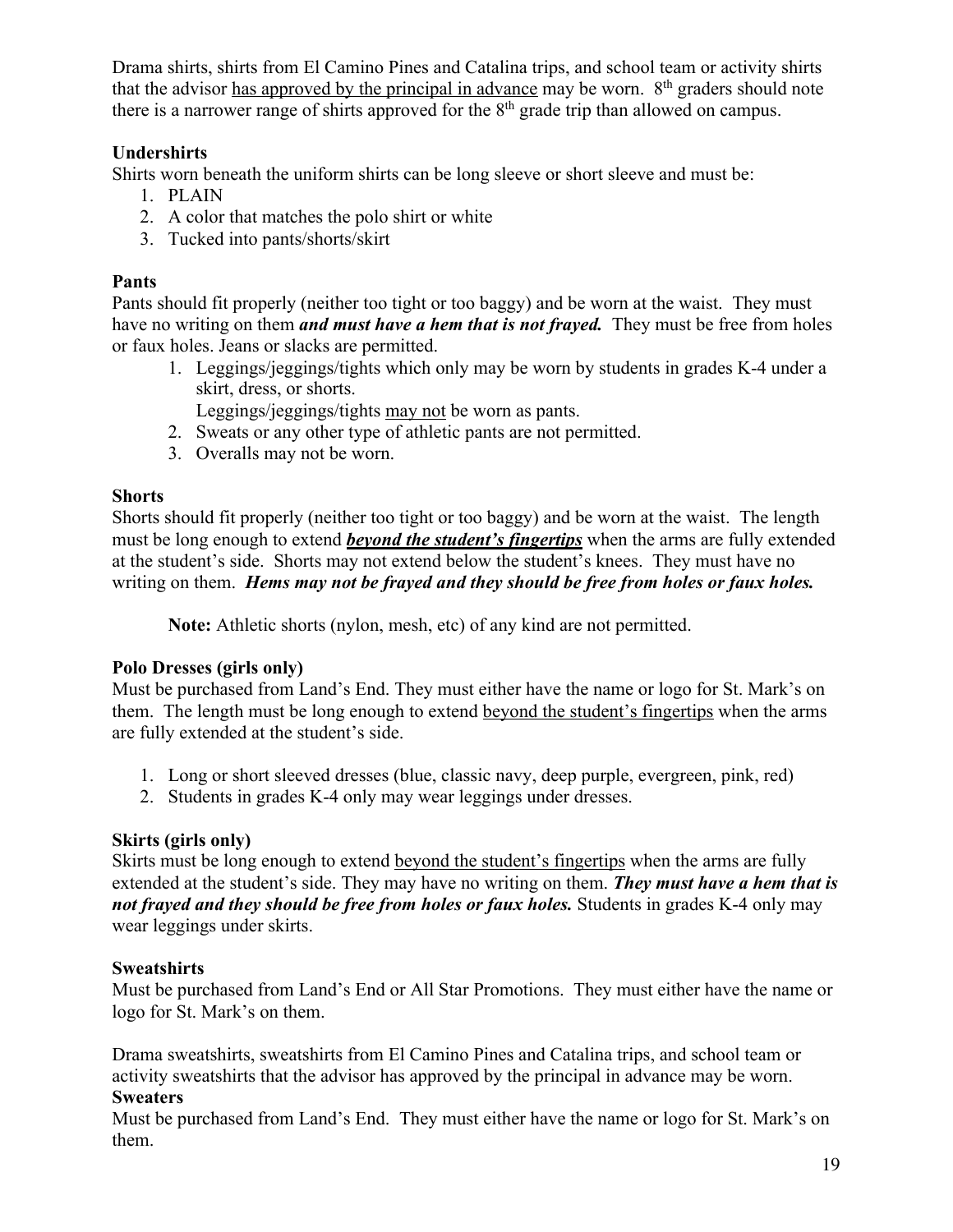Drama shirts, shirts from El Camino Pines and Catalina trips, and school team or activity shirts that the advisor <u>has approved by the principal in advance</u> may be worn. 8th graders should note there is a narrower range of shirts approved for the 8th grade trip than allowed on campus.

**Undershirts**

Shirts worn beneath the uniform shirts can be long sleeve or short sleeve and must be:

1. PLAIN
2. A color that matches the polo shirt or white
3. Tucked into pants/shorts/skirt

**Pants**

Pants should fit properly (neither too tight or too baggy) and be worn at the waist. They must have no writing on them ***and must have a hem that is not frayed.*** They must be free from holes or faux holes. Jeans or slacks are permitted.

1. Leggings/jeggings/tights which only may be worn by students in grades K-4 under a skirt, dress, or shorts.
   Leggings/jeggings/tights <u>may not</u> be worn as pants.
2. Sweats or any other type of athletic pants are not permitted.
3. Overalls may not be worn.

**Shorts**

Shorts should fit properly (neither too tight or too baggy) and be worn at the waist. The length must be long enough to extend ***<u>beyond the student's fingertips</u>*** when the arms are fully extended at the student's side. Shorts may not extend below the student's knees. They must have no writing on them. ***Hems may not be frayed and they should be free from holes or faux holes.***

> **Note:** Athletic shorts (nylon, mesh, etc) of any kind are not permitted.

**Polo Dresses (girls only)**

Must be purchased from Land's End. They must either have the name or logo for St. Mark's on them. The length must be long enough to extend <u>beyond the student's fingertips</u> when the arms are fully extended at the student's side.

1. Long or short sleeved dresses (blue, classic navy, deep purple, evergreen, pink, red)
2. Students in grades K-4 only may wear leggings under dresses.

**Skirts (girls only)**

Skirts must be long enough to extend <u>beyond the student's fingertips</u> when the arms are fully extended at the student's side. They may have no writing on them. ***They must have a hem that is not frayed and they should be free from holes or faux holes.*** Students in grades K-4 only may wear leggings under skirts.

**Sweatshirts**

Must be purchased from Land's End or All Star Promotions. They must either have the name or logo for St. Mark's on them.

Drama sweatshirts, sweatshirts from El Camino Pines and Catalina trips, and school team or activity sweatshirts that the advisor has approved by the principal in advance may be worn.

**Sweaters**

Must be purchased from Land's End. They must either have the name or logo for St. Mark's on them.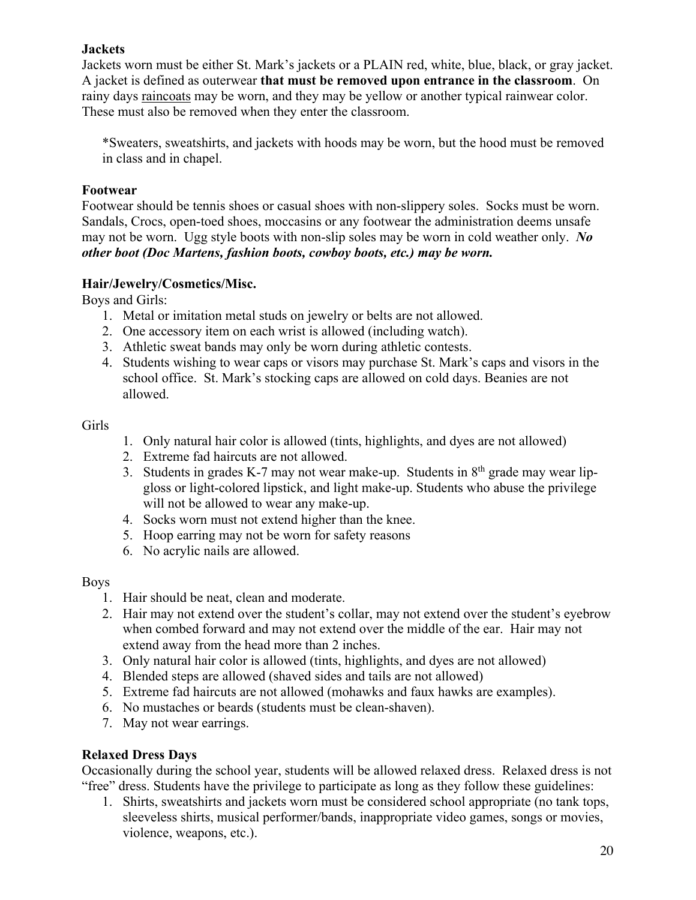**Jackets**

Jackets worn must be either St. Mark's jackets or a PLAIN red, white, blue, black, or gray jacket. A jacket is defined as outerwear **that must be removed upon entrance in the classroom**. On rainy days raincoats may be worn, and they may be yellow or another typical rainwear color. These must also be removed when they enter the classroom.

> *Sweaters, sweatshirts, and jackets with hoods may be worn, but the hood must be removed in class and in chapel.

**Footwear**

Footwear should be tennis shoes or casual shoes with non-slippery soles. Socks must be worn. Sandals, Crocs, open-toed shoes, moccasins or any footwear the administration deems unsafe may not be worn. Ugg style boots with non-slip soles may be worn in cold weather only. ***No other boot (Doc Martens, fashion boots, cowboy boots, etc.) may be worn.***

**Hair/Jewelry/Cosmetics/Misc.**

Boys and Girls:

1. Metal or imitation metal studs on jewelry or belts are not allowed.
2. One accessory item on each wrist is allowed (including watch).
3. Athletic sweat bands may only be worn during athletic contests.
4. Students wishing to wear caps or visors may purchase St. Mark's caps and visors in the school office. St. Mark's stocking caps are allowed on cold days. Beanies are not allowed.

Girls

1. Only natural hair color is allowed (tints, highlights, and dyes are not allowed)
2. Extreme fad haircuts are not allowed.
3. Students in grades K-7 may not wear make-up. Students in 8th grade may wear lip-gloss or light-colored lipstick, and light make-up. Students who abuse the privilege will not be allowed to wear any make-up.
4. Socks worn must not extend higher than the knee.
5. Hoop earring may not be worn for safety reasons
6. No acrylic nails are allowed.

Boys

1. Hair should be neat, clean and moderate.
2. Hair may not extend over the student's collar, may not extend over the student's eyebrow when combed forward and may not extend over the middle of the ear. Hair may not extend away from the head more than 2 inches.
3. Only natural hair color is allowed (tints, highlights, and dyes are not allowed)
4. Blended steps are allowed (shaved sides and tails are not allowed)
5. Extreme fad haircuts are not allowed (mohawks and faux hawks are examples).
6. No mustaches or beards (students must be clean-shaven).
7. May not wear earrings.

**Relaxed Dress Days**

Occasionally during the school year, students will be allowed relaxed dress. Relaxed dress is not "free" dress. Students have the privilege to participate as long as they follow these guidelines:

1. Shirts, sweatshirts and jackets worn must be considered school appropriate (no tank tops, sleeveless shirts, musical performer/bands, inappropriate video games, songs or movies, violence, weapons, etc.).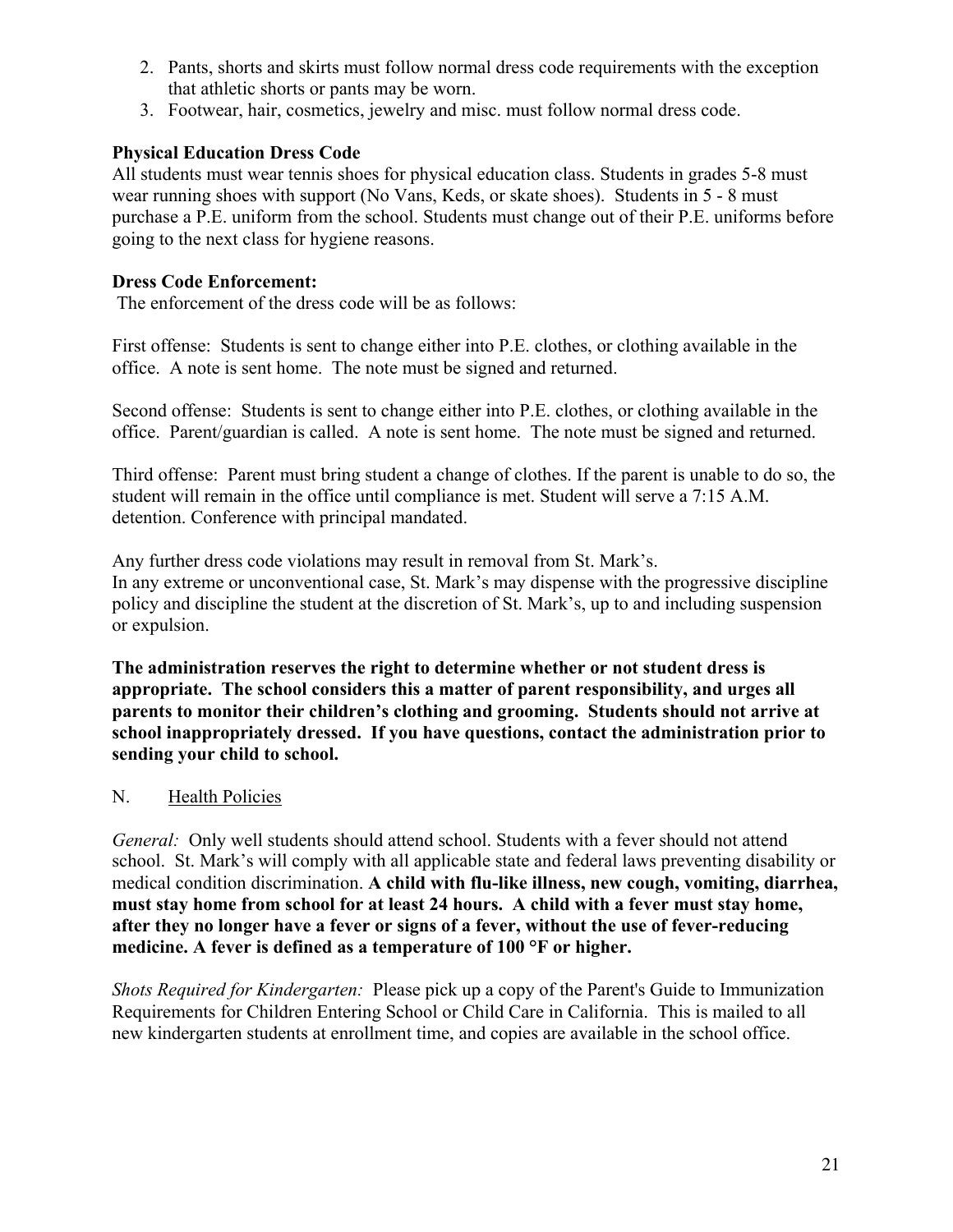2. Pants, shorts and skirts must follow normal dress code requirements with the exception that athletic shorts or pants may be worn.
3. Footwear, hair, cosmetics, jewelry and misc. must follow normal dress code.

**Physical Education Dress Code**

All students must wear tennis shoes for physical education class. Students in grades 5-8 must wear running shoes with support (No Vans, Keds, or skate shoes). Students in 5 - 8 must purchase a P.E. uniform from the school. Students must change out of their P.E. uniforms before going to the next class for hygiene reasons.

**Dress Code Enforcement:**

The enforcement of the dress code will be as follows:

First offense: Students is sent to change either into P.E. clothes, or clothing available in the office. A note is sent home. The note must be signed and returned.

Second offense: Students is sent to change either into P.E. clothes, or clothing available in the office. Parent/guardian is called. A note is sent home. The note must be signed and returned.

Third offense: Parent must bring student a change of clothes. If the parent is unable to do so, the student will remain in the office until compliance is met. Student will serve a 7:15 A.M. detention. Conference with principal mandated.

Any further dress code violations may result in removal from St. Mark's.
In any extreme or unconventional case, St. Mark's may dispense with the progressive discipline policy and discipline the student at the discretion of St. Mark's, up to and including suspension or expulsion.

**The administration reserves the right to determine whether or not student dress is appropriate. The school considers this a matter of parent responsibility, and urges all parents to monitor their children's clothing and grooming. Students should not arrive at school inappropriately dressed. If you have questions, contact the administration prior to sending your child to school.**

N. Health Policies

*General:* Only well students should attend school. Students with a fever should not attend school. St. Mark's will comply with all applicable state and federal laws preventing disability or medical condition discrimination. **A child with flu-like illness, new cough, vomiting, diarrhea, must stay home from school for at least 24 hours. A child with a fever must stay home, after they no longer have a fever or signs of a fever, without the use of fever-reducing medicine. A fever is defined as a temperature of 100 °F or higher.**

*Shots Required for Kindergarten:* Please pick up a copy of the Parent's Guide to Immunization Requirements for Children Entering School or Child Care in California. This is mailed to all new kindergarten students at enrollment time, and copies are available in the school office.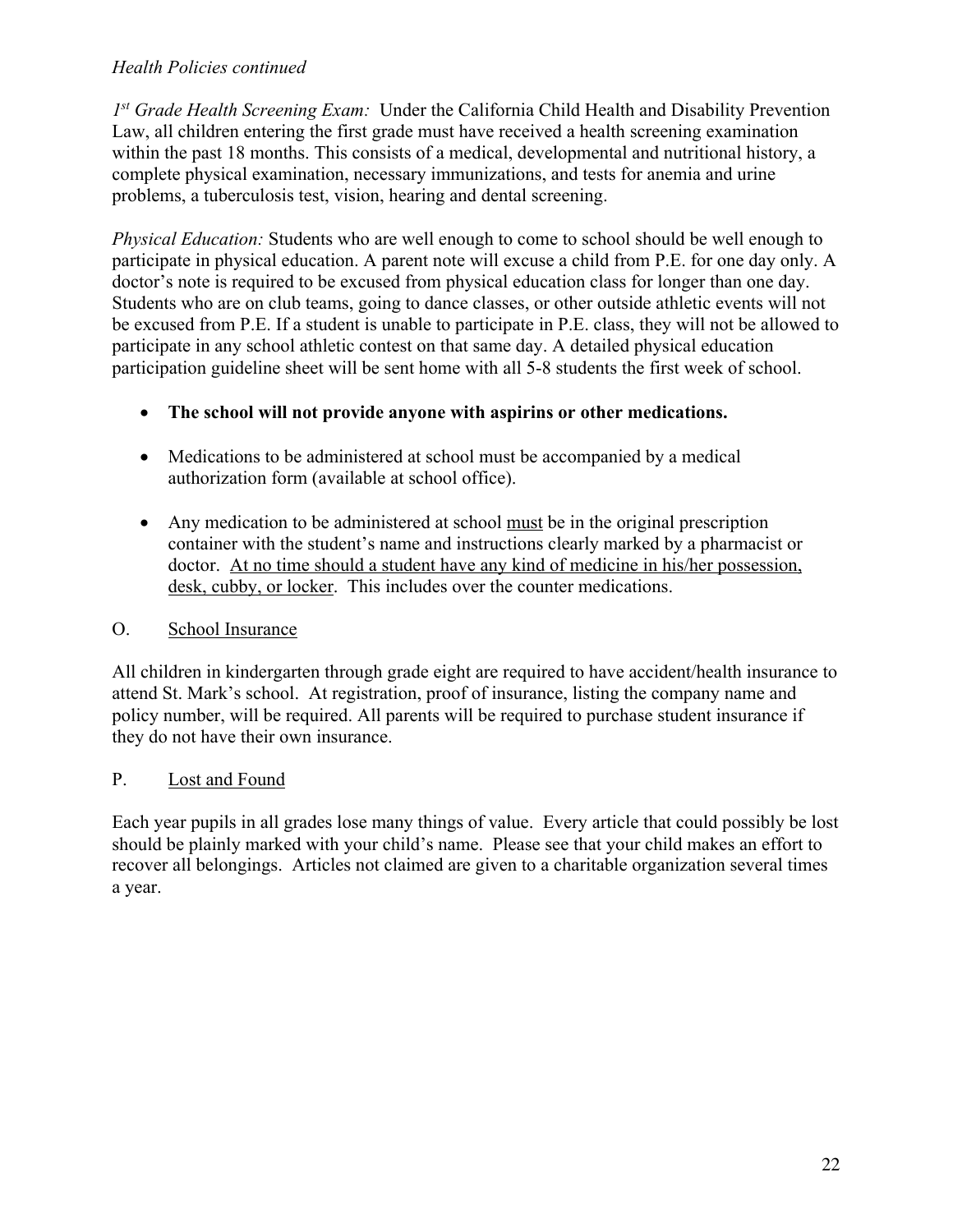*Health Policies continued*

*1st Grade Health Screening Exam:* Under the California Child Health and Disability Prevention Law, all children entering the first grade must have received a health screening examination within the past 18 months. This consists of a medical, developmental and nutritional history, a complete physical examination, necessary immunizations, and tests for anemia and urine problems, a tuberculosis test, vision, hearing and dental screening.

*Physical Education:* Students who are well enough to come to school should be well enough to participate in physical education. A parent note will excuse a child from P.E. for one day only. A doctor's note is required to be excused from physical education class for longer than one day. Students who are on club teams, going to dance classes, or other outside athletic events will not be excused from P.E. If a student is unable to participate in P.E. class, they will not be allowed to participate in any school athletic contest on that same day. A detailed physical education participation guideline sheet will be sent home with all 5-8 students the first week of school.

- **The school will not provide anyone with aspirins or other medications.**
- Medications to be administered at school must be accompanied by a medical authorization form (available at school office).
- Any medication to be administered at school <u>must</u> be in the original prescription container with the student's name and instructions clearly marked by a pharmacist or doctor. <u>At no time should a student have any kind of medicine in his/her possession, desk, cubby, or locker</u>. This includes over the counter medications.

## O. <u>School Insurance</u>

All children in kindergarten through grade eight are required to have accident/health insurance to attend St. Mark's school. At registration, proof of insurance, listing the company name and policy number, will be required. All parents will be required to purchase student insurance if they do not have their own insurance.

## P. <u>Lost and Found</u>

Each year pupils in all grades lose many things of value. Every article that could possibly be lost should be plainly marked with your child's name. Please see that your child makes an effort to recover all belongings. Articles not claimed are given to a charitable organization several times a year.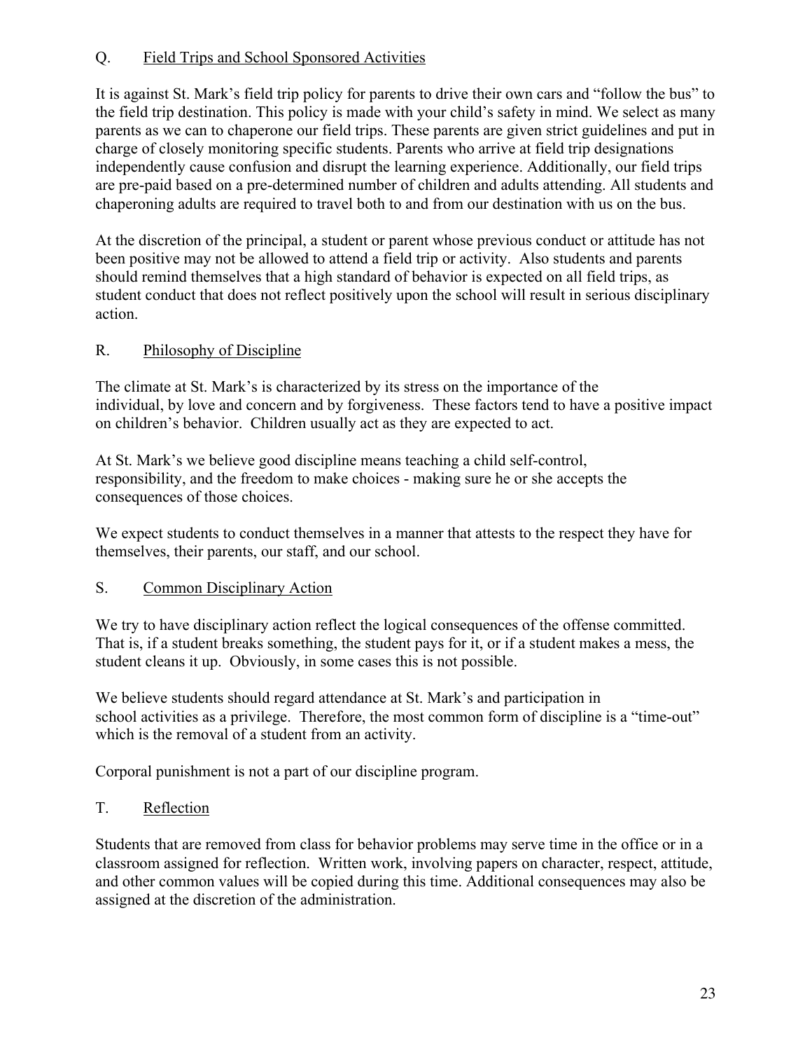## Q. Field Trips and School Sponsored Activities

It is against St. Mark's field trip policy for parents to drive their own cars and "follow the bus" to the field trip destination. This policy is made with your child's safety in mind. We select as many parents as we can to chaperone our field trips. These parents are given strict guidelines and put in charge of closely monitoring specific students. Parents who arrive at field trip designations independently cause confusion and disrupt the learning experience. Additionally, our field trips are pre-paid based on a pre-determined number of children and adults attending. All students and chaperoning adults are required to travel both to and from our destination with us on the bus.

At the discretion of the principal, a student or parent whose previous conduct or attitude has not been positive may not be allowed to attend a field trip or activity. Also students and parents should remind themselves that a high standard of behavior is expected on all field trips, as student conduct that does not reflect positively upon the school will result in serious disciplinary action.

## R. Philosophy of Discipline

The climate at St. Mark's is characterized by its stress on the importance of the individual, by love and concern and by forgiveness. These factors tend to have a positive impact on children's behavior. Children usually act as they are expected to act.

At St. Mark's we believe good discipline means teaching a child self-control, responsibility, and the freedom to make choices - making sure he or she accepts the consequences of those choices.

We expect students to conduct themselves in a manner that attests to the respect they have for themselves, their parents, our staff, and our school.

## S. Common Disciplinary Action

We try to have disciplinary action reflect the logical consequences of the offense committed. That is, if a student breaks something, the student pays for it, or if a student makes a mess, the student cleans it up. Obviously, in some cases this is not possible.

We believe students should regard attendance at St. Mark's and participation in school activities as a privilege. Therefore, the most common form of discipline is a "time-out" which is the removal of a student from an activity.

Corporal punishment is not a part of our discipline program.

## T. Reflection

Students that are removed from class for behavior problems may serve time in the office or in a classroom assigned for reflection. Written work, involving papers on character, respect, attitude, and other common values will be copied during this time. Additional consequences may also be assigned at the discretion of the administration.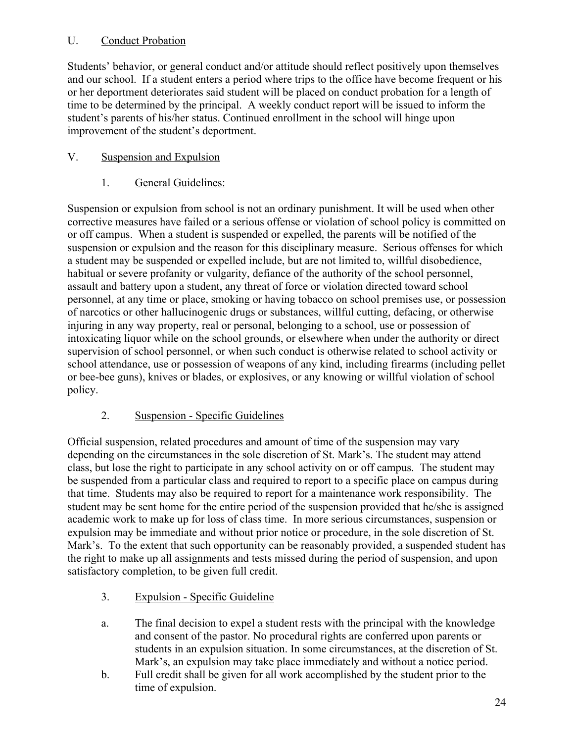## U. Conduct Probation

Students' behavior, or general conduct and/or attitude should reflect positively upon themselves and our school. If a student enters a period where trips to the office have become frequent or his or her deportment deteriorates said student will be placed on conduct probation for a length of time to be determined by the principal. A weekly conduct report will be issued to inform the student's parents of his/her status. Continued enrollment in the school will hinge upon improvement of the student's deportment.

## V. Suspension and Expulsion

### 1. General Guidelines:

Suspension or expulsion from school is not an ordinary punishment. It will be used when other corrective measures have failed or a serious offense or violation of school policy is committed on or off campus. When a student is suspended or expelled, the parents will be notified of the suspension or expulsion and the reason for this disciplinary measure. Serious offenses for which a student may be suspended or expelled include, but are not limited to, willful disobedience, habitual or severe profanity or vulgarity, defiance of the authority of the school personnel, assault and battery upon a student, any threat of force or violation directed toward school personnel, at any time or place, smoking or having tobacco on school premises use, or possession of narcotics or other hallucinogenic drugs or substances, willful cutting, defacing, or otherwise injuring in any way property, real or personal, belonging to a school, use or possession of intoxicating liquor while on the school grounds, or elsewhere when under the authority or direct supervision of school personnel, or when such conduct is otherwise related to school activity or school attendance, use or possession of weapons of any kind, including firearms (including pellet or bee-bee guns), knives or blades, or explosives, or any knowing or willful violation of school policy.

### 2. Suspension - Specific Guidelines

Official suspension, related procedures and amount of time of the suspension may vary depending on the circumstances in the sole discretion of St. Mark's. The student may attend class, but lose the right to participate in any school activity on or off campus. The student may be suspended from a particular class and required to report to a specific place on campus during that time. Students may also be required to report for a maintenance work responsibility. The student may be sent home for the entire period of the suspension provided that he/she is assigned academic work to make up for loss of class time. In more serious circumstances, suspension or expulsion may be immediate and without prior notice or procedure, in the sole discretion of St. Mark's. To the extent that such opportunity can be reasonably provided, a suspended student has the right to make up all assignments and tests missed during the period of suspension, and upon satisfactory completion, to be given full credit.

### 3. Expulsion - Specific Guideline

a. The final decision to expel a student rests with the principal with the knowledge and consent of the pastor. No procedural rights are conferred upon parents or students in an expulsion situation. In some circumstances, at the discretion of St. Mark's, an expulsion may take place immediately and without a notice period.

b. Full credit shall be given for all work accomplished by the student prior to the time of expulsion.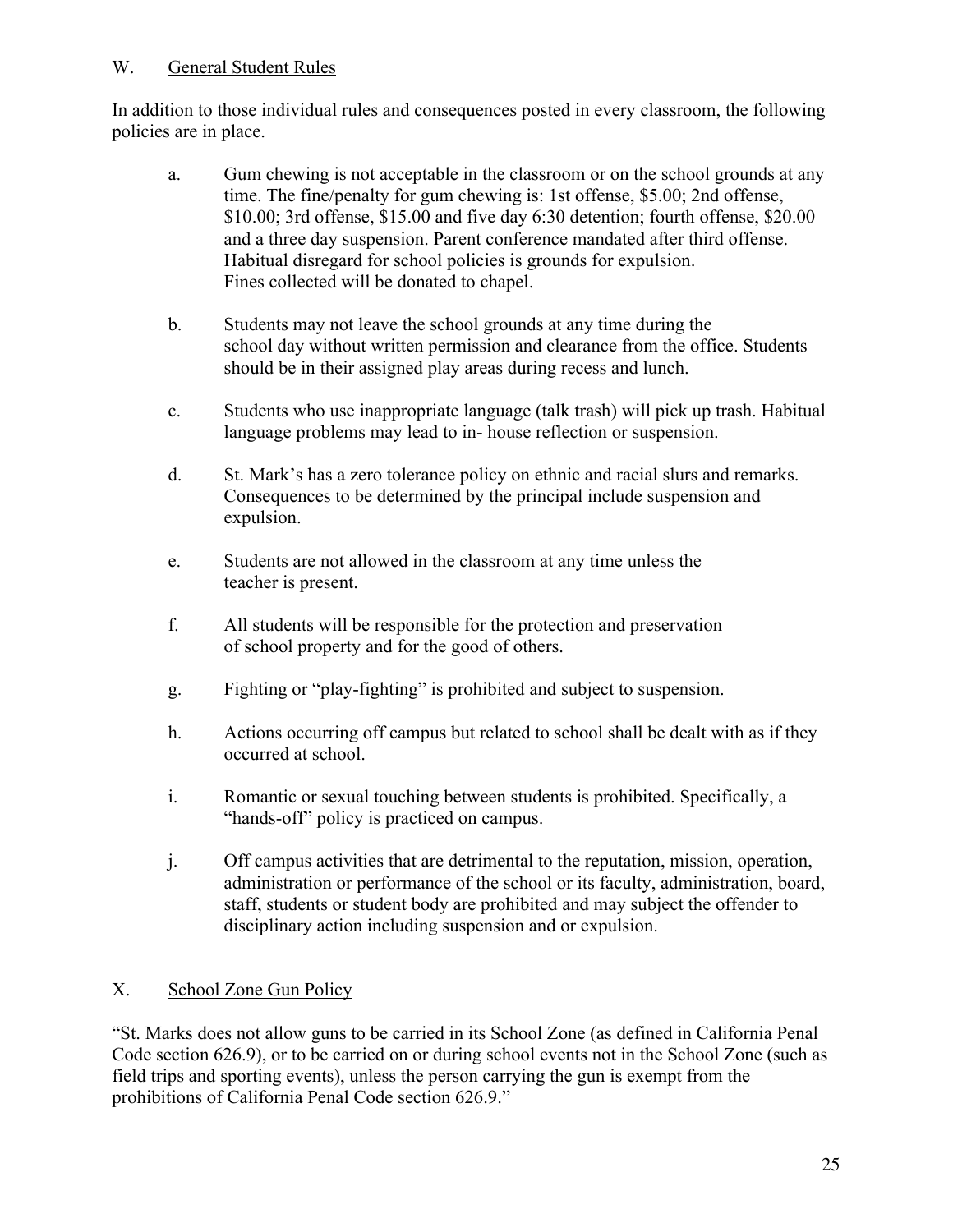## W. General Student Rules

In addition to those individual rules and consequences posted in every classroom, the following policies are in place.

a. Gum chewing is not acceptable in the classroom or on the school grounds at any time. The fine/penalty for gum chewing is: 1st offense, $5.00; 2nd offense, $10.00; 3rd offense, $15.00 and five day 6:30 detention; fourth offense, $20.00 and a three day suspension. Parent conference mandated after third offense. Habitual disregard for school policies is grounds for expulsion. Fines collected will be donated to chapel.

b. Students may not leave the school grounds at any time during the school day without written permission and clearance from the office. Students should be in their assigned play areas during recess and lunch.

c. Students who use inappropriate language (talk trash) will pick up trash. Habitual language problems may lead to in- house reflection or suspension.

d. St. Mark's has a zero tolerance policy on ethnic and racial slurs and remarks. Consequences to be determined by the principal include suspension and expulsion.

e. Students are not allowed in the classroom at any time unless the teacher is present.

f. All students will be responsible for the protection and preservation of school property and for the good of others.

g. Fighting or "play-fighting" is prohibited and subject to suspension.

h. Actions occurring off campus but related to school shall be dealt with as if they occurred at school.

i. Romantic or sexual touching between students is prohibited. Specifically, a "hands-off" policy is practiced on campus.

j. Off campus activities that are detrimental to the reputation, mission, operation, administration or performance of the school or its faculty, administration, board, staff, students or student body are prohibited and may subject the offender to disciplinary action including suspension and or expulsion.

## X. School Zone Gun Policy

"St. Marks does not allow guns to be carried in its School Zone (as defined in California Penal Code section 626.9), or to be carried on or during school events not in the School Zone (such as field trips and sporting events), unless the person carrying the gun is exempt from the prohibitions of California Penal Code section 626.9."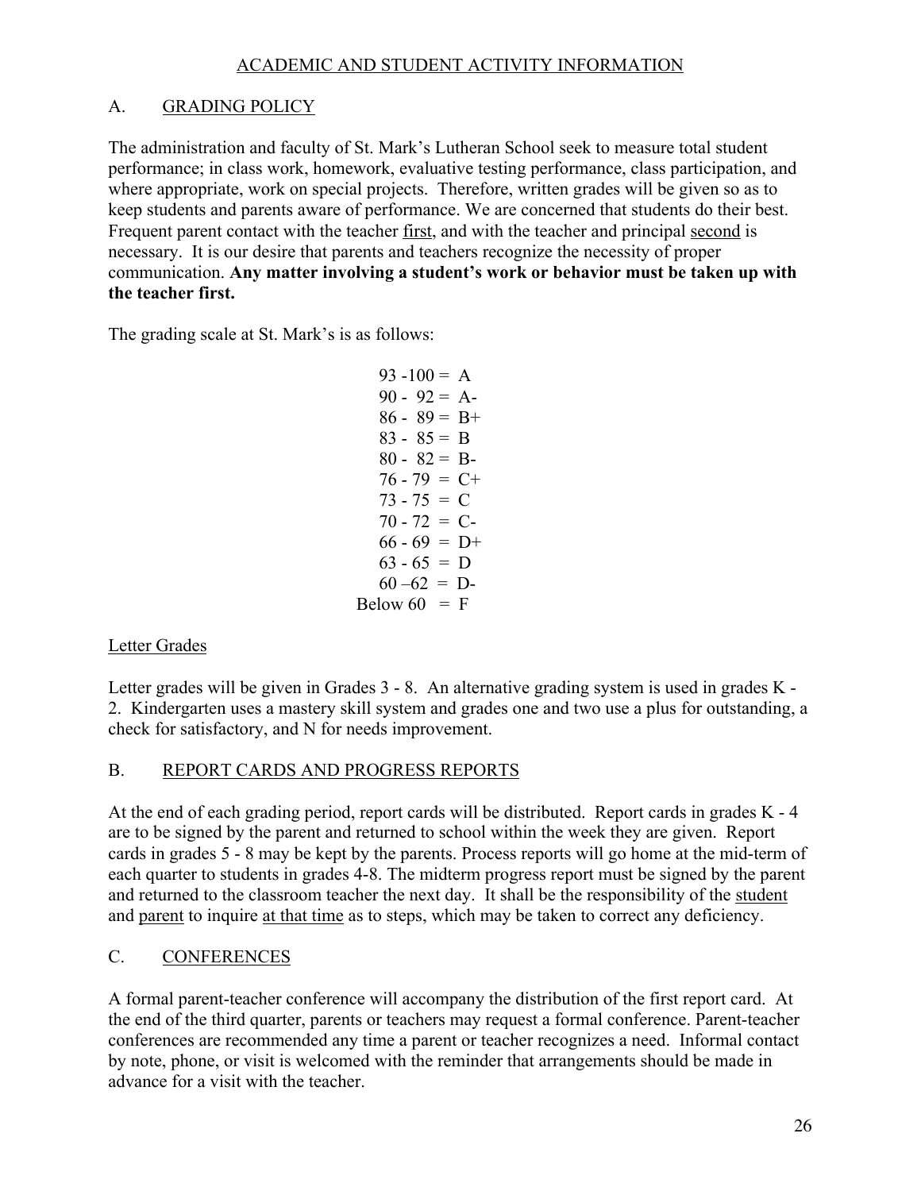## ACADEMIC AND STUDENT ACTIVITY INFORMATION

### A. GRADING POLICY

The administration and faculty of St. Mark's Lutheran School seek to measure total student performance; in class work, homework, evaluative testing performance, class participation, and where appropriate, work on special projects. Therefore, written grades will be given so as to keep students and parents aware of performance. We are concerned that students do their best. Frequent parent contact with the teacher first, and with the teacher and principal second is necessary. It is our desire that parents and teachers recognize the necessity of proper communication. **Any matter involving a student's work or behavior must be taken up with the teacher first.**

The grading scale at St. Mark's is as follows:

93 -100 = A
90 - 92 = A-
86 - 89 = B+
83 - 85 = B
80 - 82 = B-
76 - 79 = C+
73 - 75 = C
70 - 72 = C-
66 - 69 = D+
63 - 65 = D
60 –62 = D-
Below 60 = F

#### Letter Grades

Letter grades will be given in Grades 3 - 8. An alternative grading system is used in grades K - 2. Kindergarten uses a mastery skill system and grades one and two use a plus for outstanding, a check for satisfactory, and N for needs improvement.

### B. REPORT CARDS AND PROGRESS REPORTS

At the end of each grading period, report cards will be distributed. Report cards in grades K - 4 are to be signed by the parent and returned to school within the week they are given. Report cards in grades 5 - 8 may be kept by the parents. Process reports will go home at the mid-term of each quarter to students in grades 4-8. The midterm progress report must be signed by the parent and returned to the classroom teacher the next day. It shall be the responsibility of the student and parent to inquire at that time as to steps, which may be taken to correct any deficiency.

### C. CONFERENCES

A formal parent-teacher conference will accompany the distribution of the first report card. At the end of the third quarter, parents or teachers may request a formal conference. Parent-teacher conferences are recommended any time a parent or teacher recognizes a need. Informal contact by note, phone, or visit is welcomed with the reminder that arrangements should be made in advance for a visit with the teacher.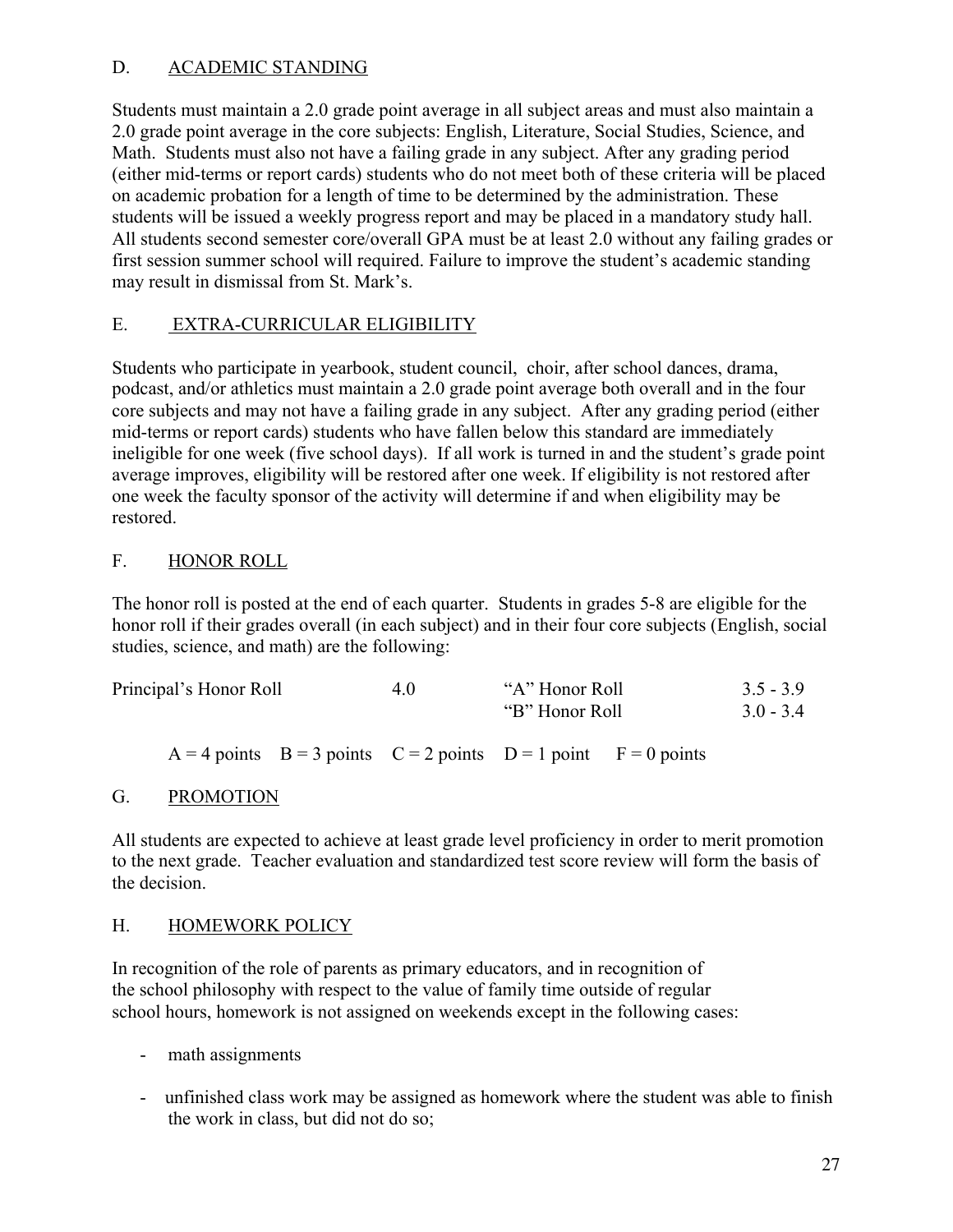## D. ACADEMIC STANDING

Students must maintain a 2.0 grade point average in all subject areas and must also maintain a 2.0 grade point average in the core subjects: English, Literature, Social Studies, Science, and Math. Students must also not have a failing grade in any subject. After any grading period (either mid-terms or report cards) students who do not meet both of these criteria will be placed on academic probation for a length of time to be determined by the administration. These students will be issued a weekly progress report and may be placed in a mandatory study hall. All students second semester core/overall GPA must be at least 2.0 without any failing grades or first session summer school will required. Failure to improve the student's academic standing may result in dismissal from St. Mark's.

## E. EXTRA-CURRICULAR ELIGIBILITY

Students who participate in yearbook, student council, choir, after school dances, drama, podcast, and/or athletics must maintain a 2.0 grade point average both overall and in the four core subjects and may not have a failing grade in any subject. After any grading period (either mid-terms or report cards) students who have fallen below this standard are immediately ineligible for one week (five school days). If all work is turned in and the student's grade point average improves, eligibility will be restored after one week. If eligibility is not restored after one week the faculty sponsor of the activity will determine if and when eligibility may be restored.

## F. HONOR ROLL

The honor roll is posted at the end of each quarter. Students in grades 5-8 are eligible for the honor roll if their grades overall (in each subject) and in their four core subjects (English, social studies, science, and math) are the following:

| | | | |
|---|---|---|---|
| Principal's Honor Roll | 4.0 | "A" Honor Roll | 3.5 - 3.9 |
| | | "B" Honor Roll | 3.0 - 3.4 |

A = 4 points  B = 3 points  C = 2 points  D = 1 point  F = 0 points

## G. PROMOTION

All students are expected to achieve at least grade level proficiency in order to merit promotion to the next grade. Teacher evaluation and standardized test score review will form the basis of the decision.

## H. HOMEWORK POLICY

In recognition of the role of parents as primary educators, and in recognition of the school philosophy with respect to the value of family time outside of regular school hours, homework is not assigned on weekends except in the following cases:

- math assignments
- unfinished class work may be assigned as homework where the student was able to finish the work in class, but did not do so;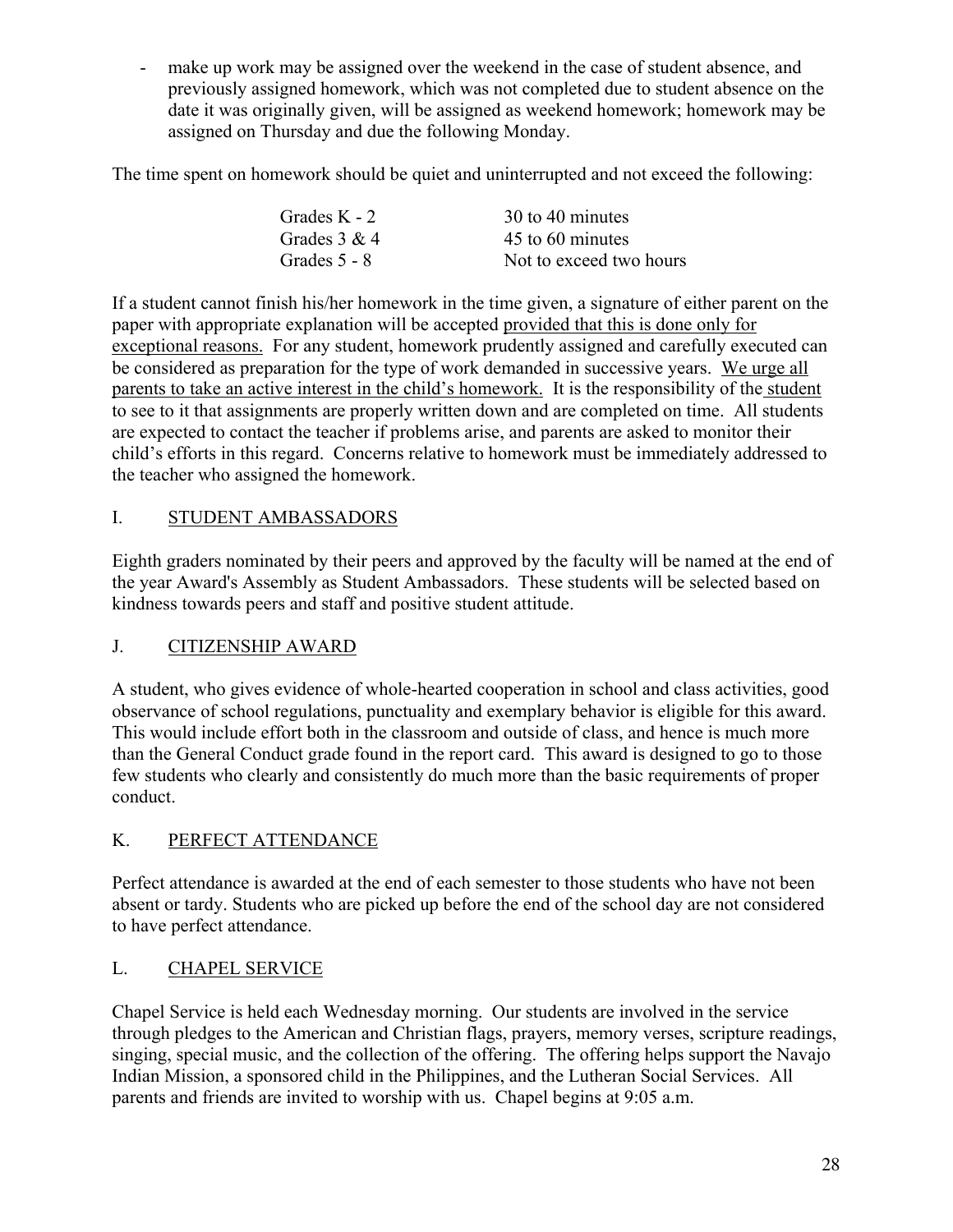- make up work may be assigned over the weekend in the case of student absence, and previously assigned homework, which was not completed due to student absence on the date it was originally given, will be assigned as weekend homework; homework may be assigned on Thursday and due the following Monday.

The time spent on homework should be quiet and uninterrupted and not exceed the following:

| | |
|---|---|
| Grades K - 2 | 30 to 40 minutes |
| Grades 3 & 4 | 45 to 60 minutes |
| Grades 5 - 8 | Not to exceed two hours |

If a student cannot finish his/her homework in the time given, a signature of either parent on the paper with appropriate explanation will be accepted <u>provided that this is done only for exceptional reasons.</u> For any student, homework prudently assigned and carefully executed can be considered as preparation for the type of work demanded in successive years. <u>We urge all parents to take an active interest in the child's homework.</u> It is the responsibility of the <u>student</u> to see to it that assignments are properly written down and are completed on time. All students are expected to contact the teacher if problems arise, and parents are asked to monitor their child's efforts in this regard. Concerns relative to homework must be immediately addressed to the teacher who assigned the homework.

## I. STUDENT AMBASSADORS

Eighth graders nominated by their peers and approved by the faculty will be named at the end of the year Award's Assembly as Student Ambassadors. These students will be selected based on kindness towards peers and staff and positive student attitude.

## J. CITIZENSHIP AWARD

A student, who gives evidence of whole-hearted cooperation in school and class activities, good observance of school regulations, punctuality and exemplary behavior is eligible for this award. This would include effort both in the classroom and outside of class, and hence is much more than the General Conduct grade found in the report card. This award is designed to go to those few students who clearly and consistently do much more than the basic requirements of proper conduct.

## K. PERFECT ATTENDANCE

Perfect attendance is awarded at the end of each semester to those students who have not been absent or tardy. Students who are picked up before the end of the school day are not considered to have perfect attendance.

## L. CHAPEL SERVICE

Chapel Service is held each Wednesday morning. Our students are involved in the service through pledges to the American and Christian flags, prayers, memory verses, scripture readings, singing, special music, and the collection of the offering. The offering helps support the Navajo Indian Mission, a sponsored child in the Philippines, and the Lutheran Social Services. All parents and friends are invited to worship with us. Chapel begins at 9:05 a.m.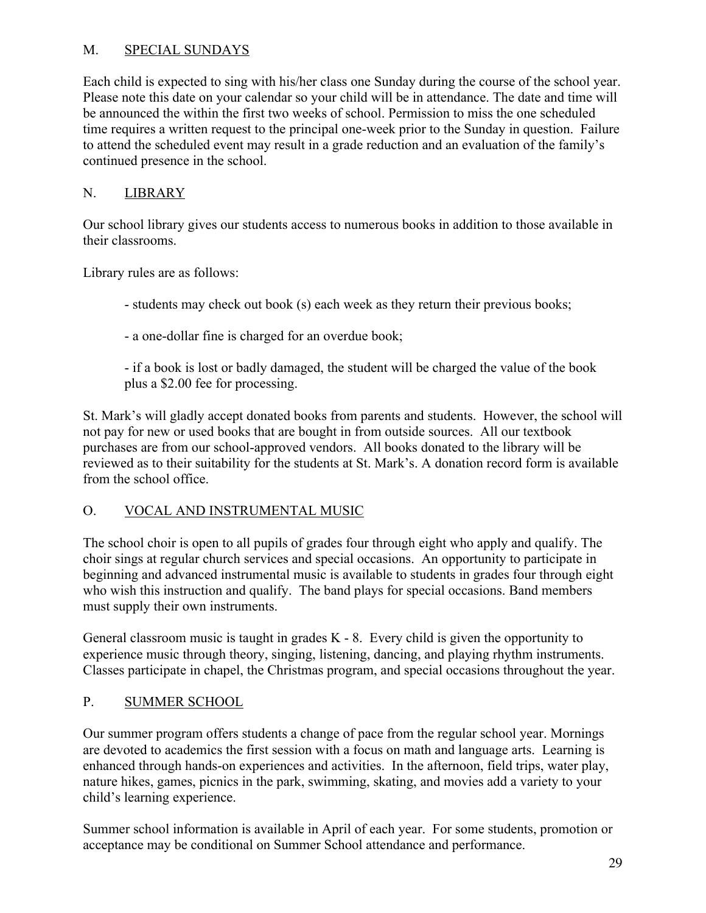## M. SPECIAL SUNDAYS

Each child is expected to sing with his/her class one Sunday during the course of the school year. Please note this date on your calendar so your child will be in attendance. The date and time will be announced the within the first two weeks of school. Permission to miss the one scheduled time requires a written request to the principal one-week prior to the Sunday in question. Failure to attend the scheduled event may result in a grade reduction and an evaluation of the family's continued presence in the school.

## N. LIBRARY

Our school library gives our students access to numerous books in addition to those available in their classrooms.

Library rules are as follows:

- students may check out book (s) each week as they return their previous books;
- a one-dollar fine is charged for an overdue book;
- if a book is lost or badly damaged, the student will be charged the value of the book plus a $2.00 fee for processing.

St. Mark's will gladly accept donated books from parents and students. However, the school will not pay for new or used books that are bought in from outside sources. All our textbook purchases are from our school-approved vendors. All books donated to the library will be reviewed as to their suitability for the students at St. Mark's. A donation record form is available from the school office.

## O. VOCAL AND INSTRUMENTAL MUSIC

The school choir is open to all pupils of grades four through eight who apply and qualify. The choir sings at regular church services and special occasions. An opportunity to participate in beginning and advanced instrumental music is available to students in grades four through eight who wish this instruction and qualify. The band plays for special occasions. Band members must supply their own instruments.

General classroom music is taught in grades K - 8. Every child is given the opportunity to experience music through theory, singing, listening, dancing, and playing rhythm instruments. Classes participate in chapel, the Christmas program, and special occasions throughout the year.

## P. SUMMER SCHOOL

Our summer program offers students a change of pace from the regular school year. Mornings are devoted to academics the first session with a focus on math and language arts. Learning is enhanced through hands-on experiences and activities. In the afternoon, field trips, water play, nature hikes, games, picnics in the park, swimming, skating, and movies add a variety to your child's learning experience.

Summer school information is available in April of each year. For some students, promotion or acceptance may be conditional on Summer School attendance and performance.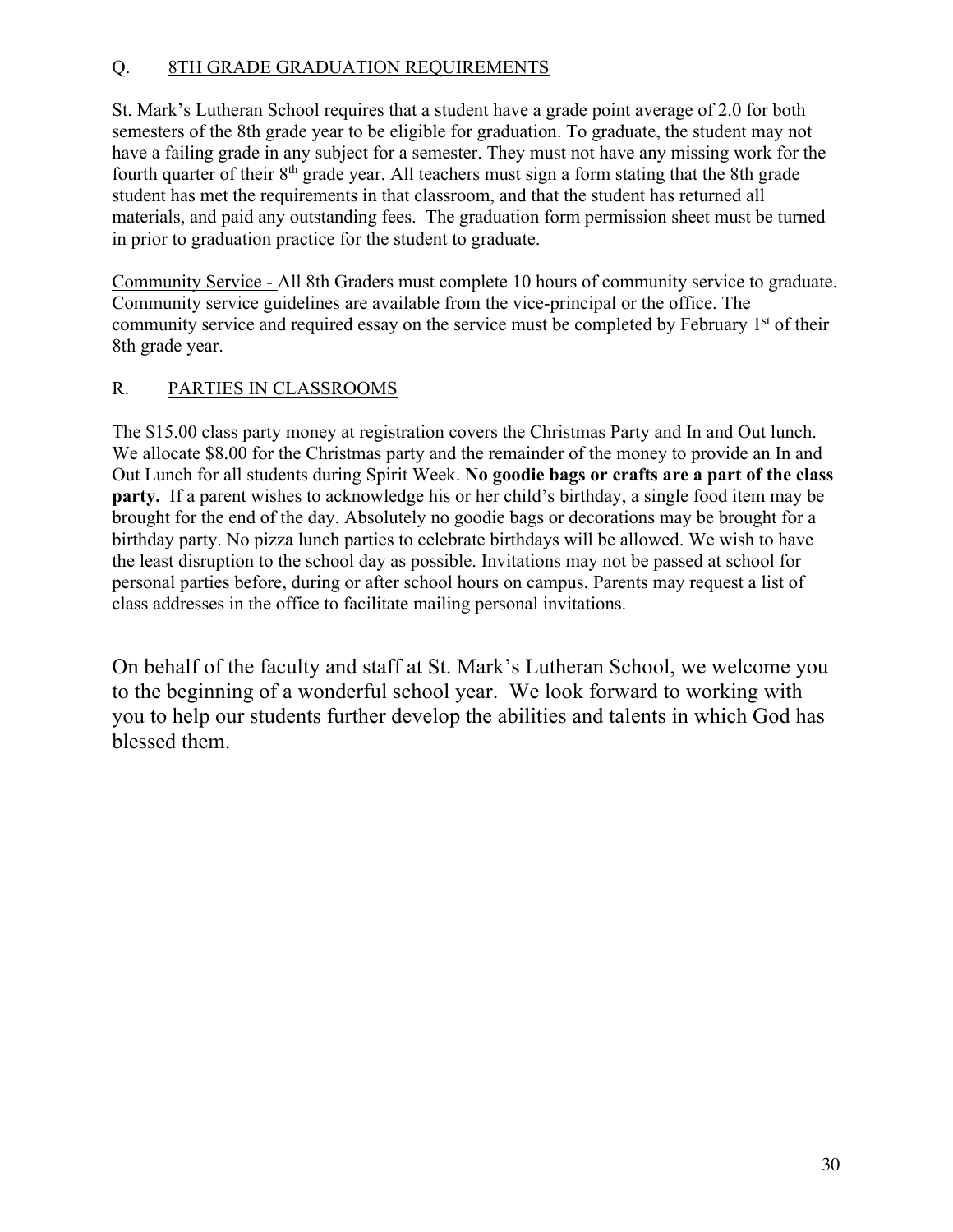## Q. 8TH GRADE GRADUATION REQUIREMENTS

St. Mark's Lutheran School requires that a student have a grade point average of 2.0 for both semesters of the 8th grade year to be eligible for graduation. To graduate, the student may not have a failing grade in any subject for a semester. They must not have any missing work for the fourth quarter of their 8th grade year. All teachers must sign a form stating that the 8th grade student has met the requirements in that classroom, and that the student has returned all materials, and paid any outstanding fees. The graduation form permission sheet must be turned in prior to graduation practice for the student to graduate.

Community Service - All 8th Graders must complete 10 hours of community service to graduate. Community service guidelines are available from the vice-principal or the office. The community service and required essay on the service must be completed by February 1st of their 8th grade year.

## R. PARTIES IN CLASSROOMS

The $15.00 class party money at registration covers the Christmas Party and In and Out lunch. We allocate $8.00 for the Christmas party and the remainder of the money to provide an In and Out Lunch for all students during Spirit Week. **No goodie bags or crafts are a part of the class party.** If a parent wishes to acknowledge his or her child's birthday, a single food item may be brought for the end of the day. Absolutely no goodie bags or decorations may be brought for a birthday party. No pizza lunch parties to celebrate birthdays will be allowed. We wish to have the least disruption to the school day as possible. Invitations may not be passed at school for personal parties before, during or after school hours on campus. Parents may request a list of class addresses in the office to facilitate mailing personal invitations.

On behalf of the faculty and staff at St. Mark's Lutheran School, we welcome you to the beginning of a wonderful school year. We look forward to working with you to help our students further develop the abilities and talents in which God has blessed them.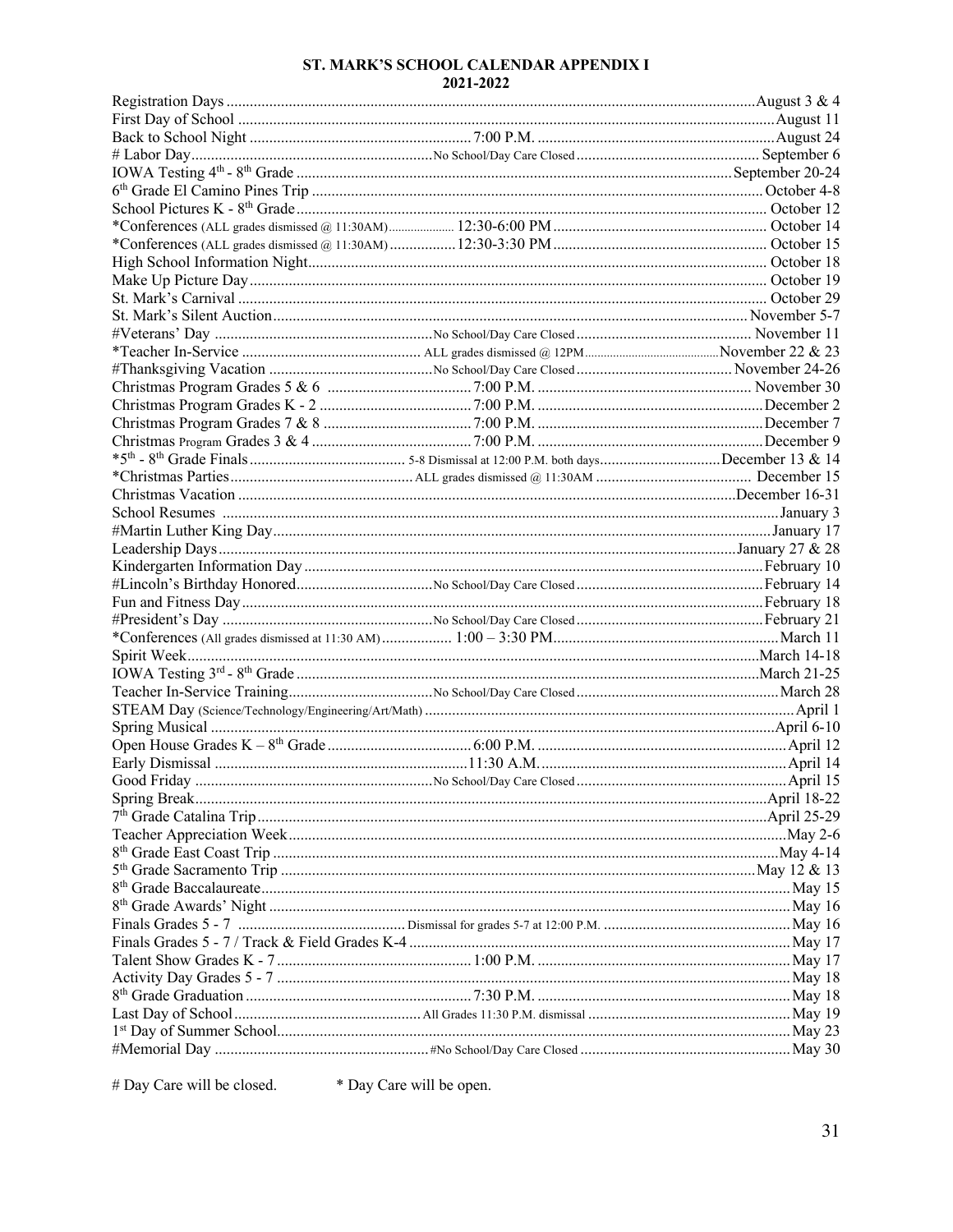# ST. MARK'S SCHOOL CALENDAR APPENDIX I
## 2021-2022

| Event | Details | Date |
|---|---|---|
| Registration Days | | August 3 & 4 |
| First Day of School | | August 11 |
| Back to School Night | 7:00 P.M. | August 24 |
| # Labor Day | No School/Day Care Closed | September 6 |
| IOWA Testing 4th - 8th Grade | | September 20-24 |
| 6th Grade El Camino Pines Trip | | October 4-8 |
| School Pictures K - 8th Grade | | October 12 |
| *Conferences (ALL grades dismissed @ 11:30AM) | 12:30-6:00 PM | October 14 |
| *Conferences (ALL grades dismissed @ 11:30AM) | 12:30-3:30 PM | October 15 |
| High School Information Night | | October 18 |
| Make Up Picture Day | | October 19 |
| St. Mark's Carnival | | October 29 |
| St. Mark's Silent Auction | | November 5-7 |
| #Veterans' Day | No School/Day Care Closed | November 11 |
| *Teacher In-Service | ALL grades dismissed @ 12PM | November 22 & 23 |
| #Thanksgiving Vacation | No School/Day Care Closed | November 24-26 |
| Christmas Program Grades 5 & 6 | 7:00 P.M. | November 30 |
| Christmas Program Grades K - 2 | 7:00 P.M. | December 2 |
| Christmas Program Grades 7 & 8 | 7:00 P.M. | December 7 |
| Christmas Program Grades 3 & 4 | 7:00 P.M. | December 9 |
| *5th - 8th Grade Finals | 5-8 Dismissal at 12:00 P.M. both days | December 13 & 14 |
| *Christmas Parties | ALL grades dismissed @ 11:30AM | December 15 |
| Christmas Vacation | | December 16-31 |
| School Resumes | | January 3 |
| #Martin Luther King Day | | January 17 |
| Leadership Days | | January 27 & 28 |
| Kindergarten Information Day | | February 10 |
| #Lincoln's Birthday Honored | No School/Day Care Closed | February 14 |
| Fun and Fitness Day | | February 18 |
| #President's Day | No School/Day Care Closed | February 21 |
| *Conferences (All grades dismissed at 11:30 AM) | 1:00 – 3:30 PM | March 11 |
| Spirit Week | | March 14-18 |
| IOWA Testing 3rd - 8th Grade | | March 21-25 |
| Teacher In-Service Training | No School/Day Care Closed | March 28 |
| STEAM Day (Science/Technology/Engineering/Art/Math) | | April 1 |
| Spring Musical | | April 6-10 |
| Open House Grades K – 8th Grade | 6:00 P.M. | April 12 |
| Early Dismissal | 11:30 A.M. | April 14 |
| Good Friday | No School/Day Care Closed | April 15 |
| Spring Break | | April 18-22 |
| 7th Grade Catalina Trip | | April 25-29 |
| Teacher Appreciation Week | | May 2-6 |
| 8th Grade East Coast Trip | | May 4-14 |
| 5th Grade Sacramento Trip | | May 12 & 13 |
| 8th Grade Baccalaureate | | May 15 |
| 8th Grade Awards' Night | | May 16 |
| Finals Grades 5 - 7 | Dismissal for grades 5-7 at 12:00 P.M. | May 16 |
| Finals Grades 5 - 7 / Track & Field Grades K-4 | | May 17 |
| Talent Show Grades K - 7 | 1:00 P.M. | May 17 |
| Activity Day Grades 5 - 7 | | May 18 |
| 8th Grade Graduation | 7:30 P.M. | May 18 |
| Last Day of School | All Grades 11:30 P.M. dismissal | May 19 |
| 1st Day of Summer School | | May 23 |
| #Memorial Day | #No School/Day Care Closed | May 30 |

# Day Care will be closed. * Day Care will be open.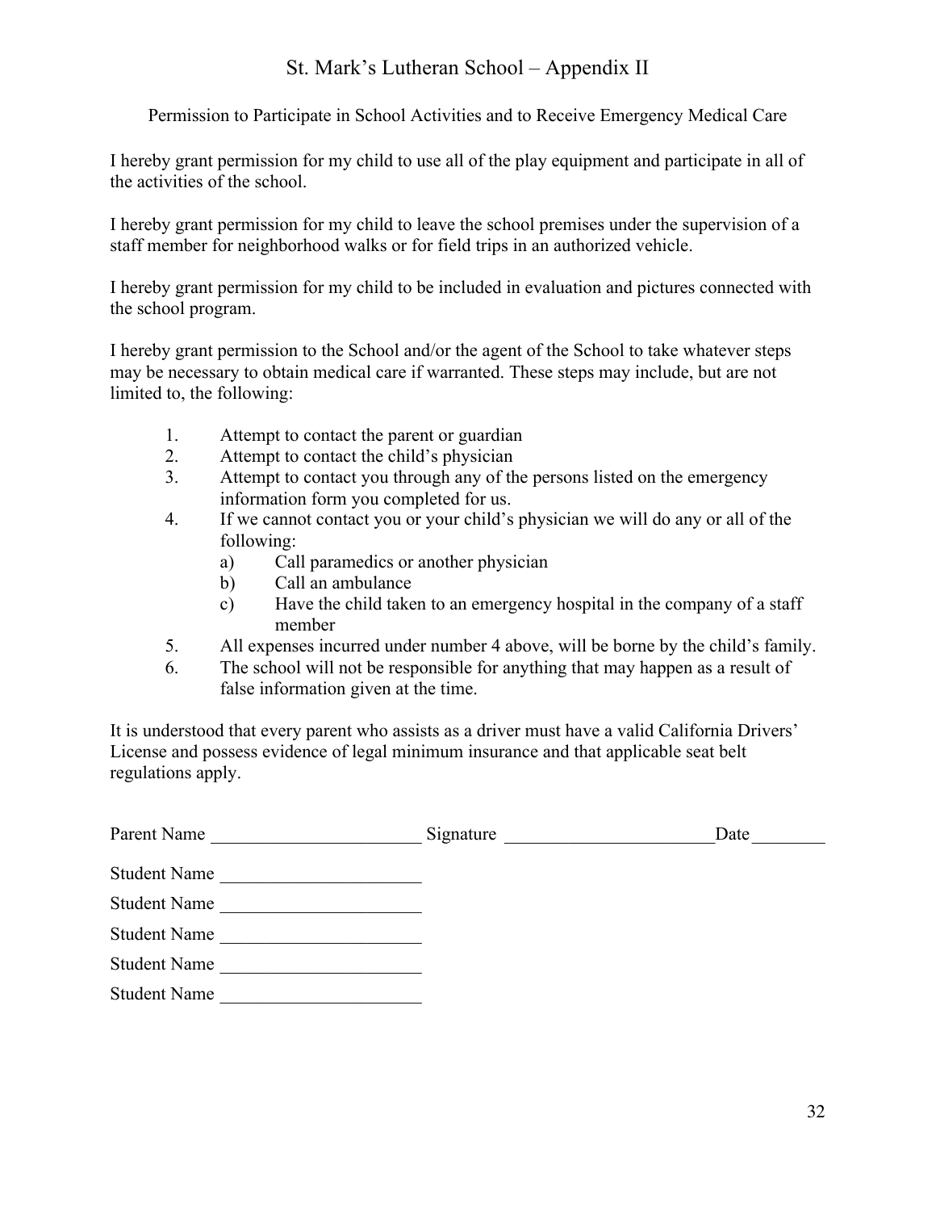# St. Mark's Lutheran School – Appendix II

Permission to Participate in School Activities and to Receive Emergency Medical Care

I hereby grant permission for my child to use all of the play equipment and participate in all of the activities of the school.

I hereby grant permission for my child to leave the school premises under the supervision of a staff member for neighborhood walks or for field trips in an authorized vehicle.

I hereby grant permission for my child to be included in evaluation and pictures connected with the school program.

I hereby grant permission to the School and/or the agent of the School to take whatever steps may be necessary to obtain medical care if warranted. These steps may include, but are not limited to, the following:

1. Attempt to contact the parent or guardian
2. Attempt to contact the child's physician
3. Attempt to contact you through any of the persons listed on the emergency information form you completed for us.
4. If we cannot contact you or your child's physician we will do any or all of the following:
   a) Call paramedics or another physician
   b) Call an ambulance
   c) Have the child taken to an emergency hospital in the company of a staff member
5. All expenses incurred under number 4 above, will be borne by the child's family.
6. The school will not be responsible for anything that may happen as a result of false information given at the time.

It is understood that every parent who assists as a driver must have a valid California Drivers' License and possess evidence of legal minimum insurance and that applicable seat belt regulations apply.

Parent Name ______________________ Signature ______________________ Date ________

Student Name ______________________

Student Name ______________________

Student Name ______________________

Student Name ______________________

Student Name ______________________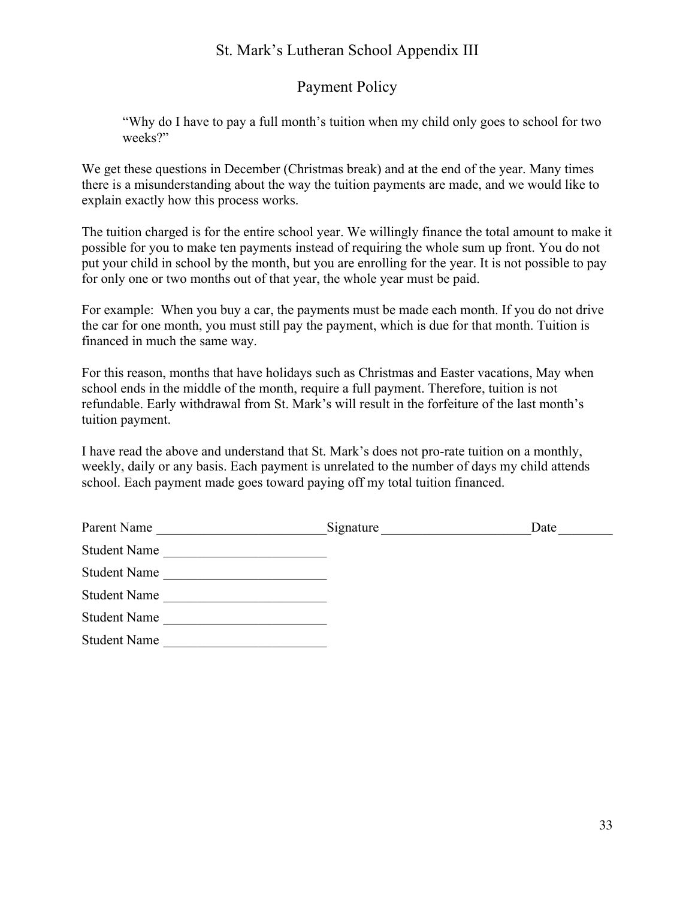# St. Mark's Lutheran School Appendix III

## Payment Policy

> "Why do I have to pay a full month's tuition when my child only goes to school for two weeks?"

We get these questions in December (Christmas break) and at the end of the year. Many times there is a misunderstanding about the way the tuition payments are made, and we would like to explain exactly how this process works.

The tuition charged is for the entire school year. We willingly finance the total amount to make it possible for you to make ten payments instead of requiring the whole sum up front. You do not put your child in school by the month, but you are enrolling for the year. It is not possible to pay for only one or two months out of that year, the whole year must be paid.

For example: When you buy a car, the payments must be made each month. If you do not drive the car for one month, you must still pay the payment, which is due for that month. Tuition is financed in much the same way.

For this reason, months that have holidays such as Christmas and Easter vacations, May when school ends in the middle of the month, require a full payment. Therefore, tuition is not refundable. Early withdrawal from St. Mark's will result in the forfeiture of the last month's tuition payment.

I have read the above and understand that St. Mark's does not pro-rate tuition on a monthly, weekly, daily or any basis. Each payment is unrelated to the number of days my child attends school. Each payment made goes toward paying off my total tuition financed.

Parent Name ________________________ Signature _____________________ Date ________

Student Name _______________________

Student Name _______________________

Student Name _______________________

Student Name _______________________

Student Name _______________________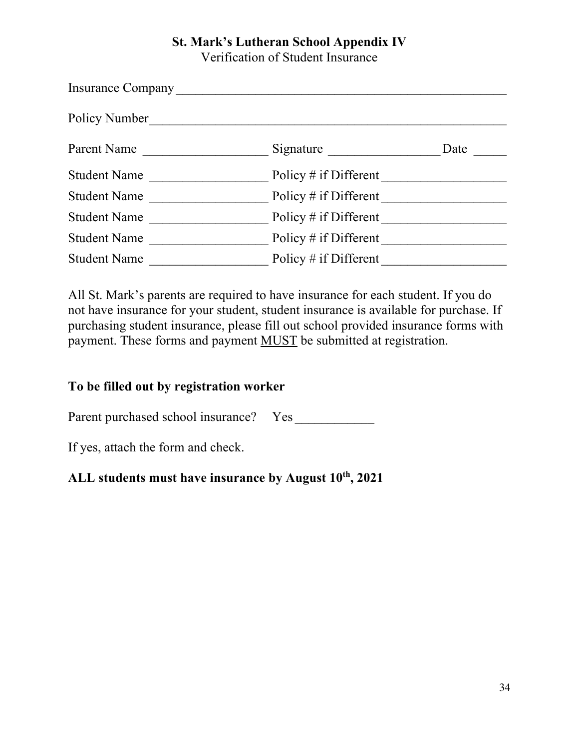**St. Mark's Lutheran School Appendix IV**

Verification of Student Insurance

Insurance Company \_\_\_\_\_\_\_\_\_\_\_\_\_\_\_\_\_\_\_\_\_\_\_\_\_\_\_\_\_\_\_\_\_\_\_\_\_\_\_\_\_\_\_\_\_\_\_\_\_\_

Policy Number \_\_\_\_\_\_\_\_\_\_\_\_\_\_\_\_\_\_\_\_\_\_\_\_\_\_\_\_\_\_\_\_\_\_\_\_\_\_\_\_\_\_\_\_\_\_\_\_\_\_\_\_\_\_

Parent Name \_\_\_\_\_\_\_\_\_\_\_\_\_\_\_\_\_\_\_ Signature \_\_\_\_\_\_\_\_\_\_\_\_\_\_\_\_\_ Date \_\_\_\_\_

Student Name \_\_\_\_\_\_\_\_\_\_\_\_\_\_\_\_\_\_ Policy # if Different \_\_\_\_\_\_\_\_\_\_\_\_\_\_\_\_\_\_\_

Student Name \_\_\_\_\_\_\_\_\_\_\_\_\_\_\_\_\_\_ Policy # if Different \_\_\_\_\_\_\_\_\_\_\_\_\_\_\_\_\_\_\_

Student Name \_\_\_\_\_\_\_\_\_\_\_\_\_\_\_\_\_\_ Policy # if Different \_\_\_\_\_\_\_\_\_\_\_\_\_\_\_\_\_\_\_

Student Name \_\_\_\_\_\_\_\_\_\_\_\_\_\_\_\_\_\_ Policy # if Different \_\_\_\_\_\_\_\_\_\_\_\_\_\_\_\_\_\_\_

Student Name \_\_\_\_\_\_\_\_\_\_\_\_\_\_\_\_\_\_ Policy # if Different \_\_\_\_\_\_\_\_\_\_\_\_\_\_\_\_\_\_\_

All St. Mark's parents are required to have insurance for each student. If you do not have insurance for your student, student insurance is available for purchase. If purchasing student insurance, please fill out school provided insurance forms with payment. These forms and payment MUST be submitted at registration.

**To be filled out by registration worker**

Parent purchased school insurance? Yes \_\_\_\_\_\_\_\_\_\_\_\_

If yes, attach the form and check.

**ALL students must have insurance by August 10th, 2021**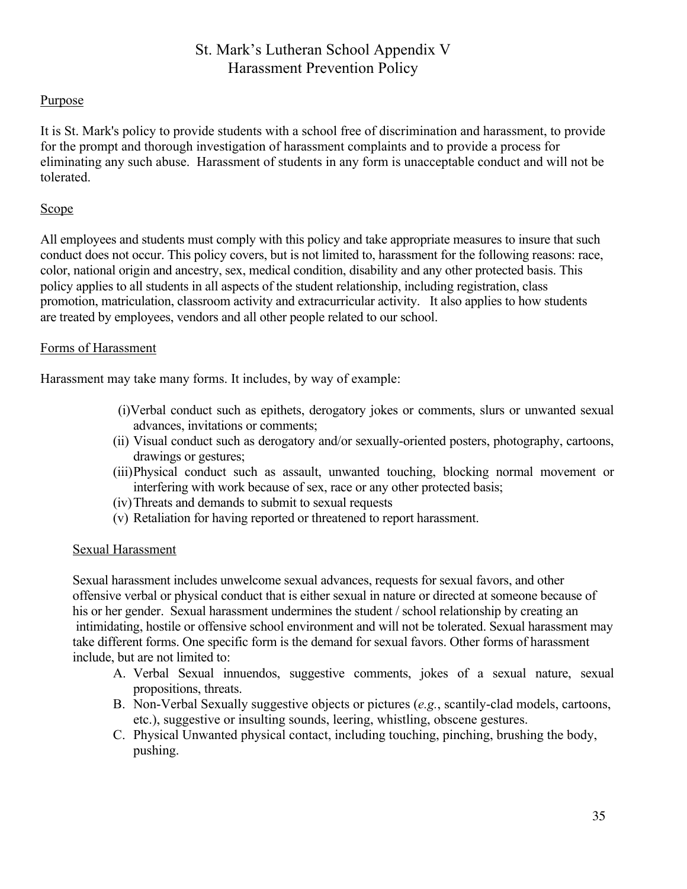# St. Mark's Lutheran School Appendix V
# Harassment Prevention Policy

## Purpose

It is St. Mark's policy to provide students with a school free of discrimination and harassment, to provide for the prompt and thorough investigation of harassment complaints and to provide a process for eliminating any such abuse. Harassment of students in any form is unacceptable conduct and will not be tolerated.

## Scope

All employees and students must comply with this policy and take appropriate measures to insure that such conduct does not occur. This policy covers, but is not limited to, harassment for the following reasons: race, color, national origin and ancestry, sex, medical condition, disability and any other protected basis. This policy applies to all students in all aspects of the student relationship, including registration, class promotion, matriculation, classroom activity and extracurricular activity. It also applies to how students are treated by employees, vendors and all other people related to our school.

## Forms of Harassment

Harassment may take many forms. It includes, by way of example:

(i) Verbal conduct such as epithets, derogatory jokes or comments, slurs or unwanted sexual advances, invitations or comments;

(ii) Visual conduct such as derogatory and/or sexually-oriented posters, photography, cartoons, drawings or gestures;

(iii) Physical conduct such as assault, unwanted touching, blocking normal movement or interfering with work because of sex, race or any other protected basis;

(iv) Threats and demands to submit to sexual requests

(v) Retaliation for having reported or threatened to report harassment.

### Sexual Harassment

Sexual harassment includes unwelcome sexual advances, requests for sexual favors, and other offensive verbal or physical conduct that is either sexual in nature or directed at someone because of his or her gender. Sexual harassment undermines the student / school relationship by creating an intimidating, hostile or offensive school environment and will not be tolerated. Sexual harassment may take different forms. One specific form is the demand for sexual favors. Other forms of harassment include, but are not limited to:

A. Verbal Sexual innuendos, suggestive comments, jokes of a sexual nature, sexual propositions, threats.
B. Non-Verbal Sexually suggestive objects or pictures (*e.g.*, scantily-clad models, cartoons, etc.), suggestive or insulting sounds, leering, whistling, obscene gestures.
C. Physical Unwanted physical contact, including touching, pinching, brushing the body, pushing.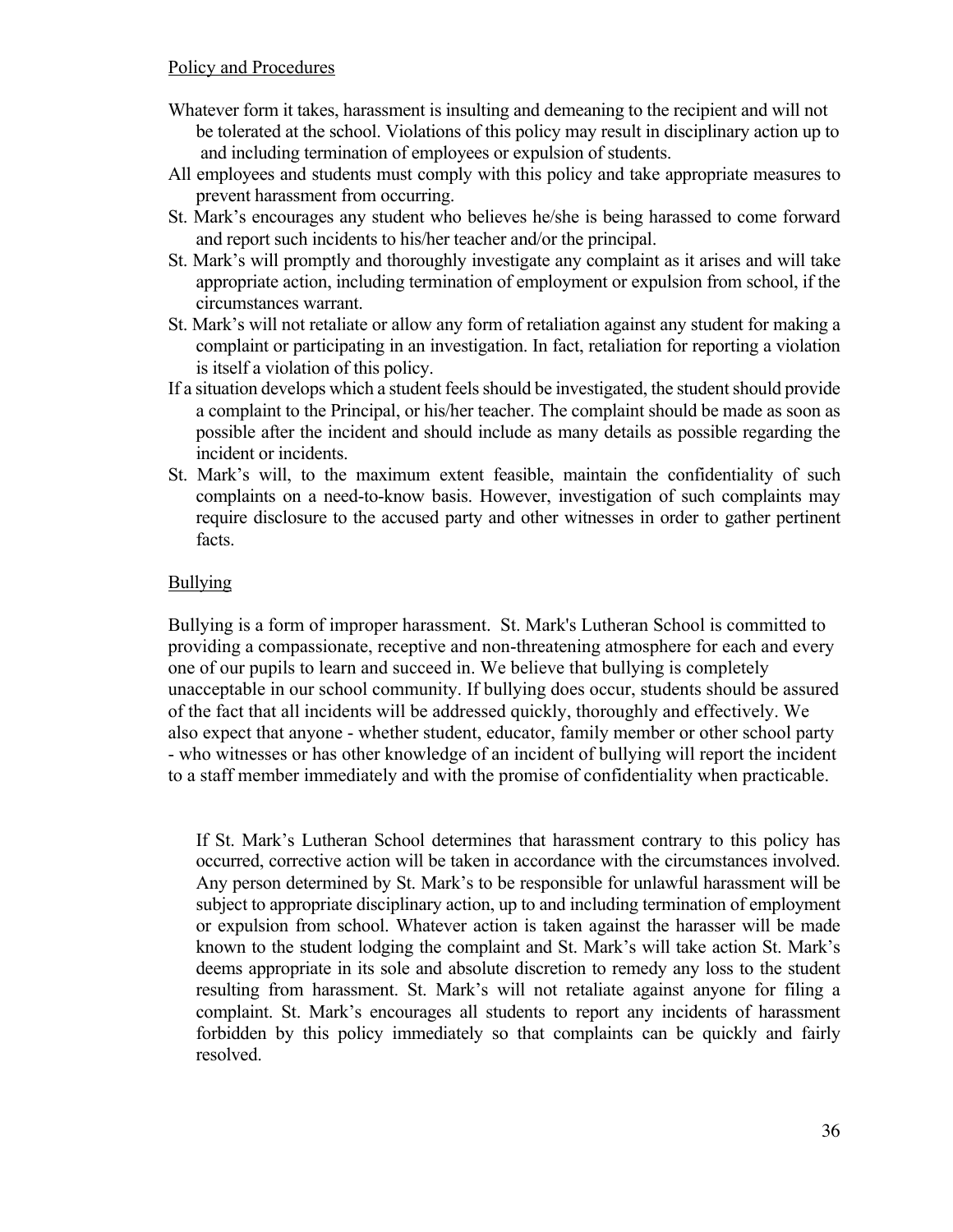Policy and Procedures

Whatever form it takes, harassment is insulting and demeaning to the recipient and will not be tolerated at the school. Violations of this policy may result in disciplinary action up to and including termination of employees or expulsion of students.

All employees and students must comply with this policy and take appropriate measures to prevent harassment from occurring.

St. Mark's encourages any student who believes he/she is being harassed to come forward and report such incidents to his/her teacher and/or the principal.

St. Mark's will promptly and thoroughly investigate any complaint as it arises and will take appropriate action, including termination of employment or expulsion from school, if the circumstances warrant.

St. Mark's will not retaliate or allow any form of retaliation against any student for making a complaint or participating in an investigation. In fact, retaliation for reporting a violation is itself a violation of this policy.

If a situation develops which a student feels should be investigated, the student should provide a complaint to the Principal, or his/her teacher. The complaint should be made as soon as possible after the incident and should include as many details as possible regarding the incident or incidents.

St. Mark's will, to the maximum extent feasible, maintain the confidentiality of such complaints on a need-to-know basis. However, investigation of such complaints may require disclosure to the accused party and other witnesses in order to gather pertinent facts.

Bullying

Bullying is a form of improper harassment. St. Mark's Lutheran School is committed to providing a compassionate, receptive and non-threatening atmosphere for each and every one of our pupils to learn and succeed in. We believe that bullying is completely unacceptable in our school community. If bullying does occur, students should be assured of the fact that all incidents will be addressed quickly, thoroughly and effectively. We also expect that anyone - whether student, educator, family member or other school party - who witnesses or has other knowledge of an incident of bullying will report the incident to a staff member immediately and with the promise of confidentiality when practicable.

If St. Mark's Lutheran School determines that harassment contrary to this policy has occurred, corrective action will be taken in accordance with the circumstances involved. Any person determined by St. Mark's to be responsible for unlawful harassment will be subject to appropriate disciplinary action, up to and including termination of employment or expulsion from school. Whatever action is taken against the harasser will be made known to the student lodging the complaint and St. Mark's will take action St. Mark's deems appropriate in its sole and absolute discretion to remedy any loss to the student resulting from harassment. St. Mark's will not retaliate against anyone for filing a complaint. St. Mark's encourages all students to report any incidents of harassment forbidden by this policy immediately so that complaints can be quickly and fairly resolved.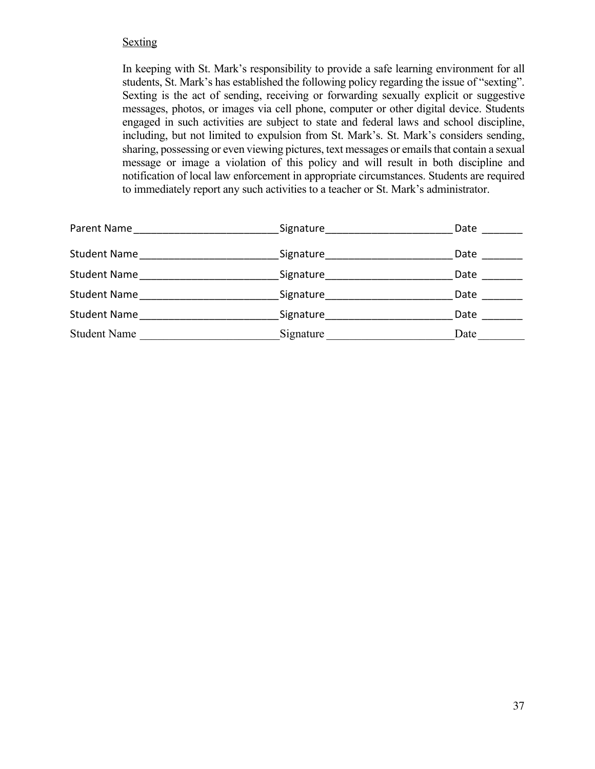<u>Sexting</u>

In keeping with St. Mark's responsibility to provide a safe learning environment for all students, St. Mark's has established the following policy regarding the issue of "sexting". Sexting is the act of sending, receiving or forwarding sexually explicit or suggestive messages, photos, or images via cell phone, computer or other digital device. Students engaged in such activities are subject to state and federal laws and school discipline, including, but not limited to expulsion from St. Mark's. St. Mark's considers sending, sharing, possessing or even viewing pictures, text messages or emails that contain a sexual message or image a violation of this policy and will result in both discipline and notification of local law enforcement in appropriate circumstances. Students are required to immediately report any such activities to a teacher or St. Mark's administrator.

Parent Name ________________________ Signature ______________________ Date _______

Student Name ________________________ Signature ______________________ Date _______

Student Name ________________________ Signature ______________________ Date _______

Student Name ________________________ Signature ______________________ Date _______

Student Name ________________________ Signature ______________________ Date _______

Student Name ________________________ Signature ______________________ Date _______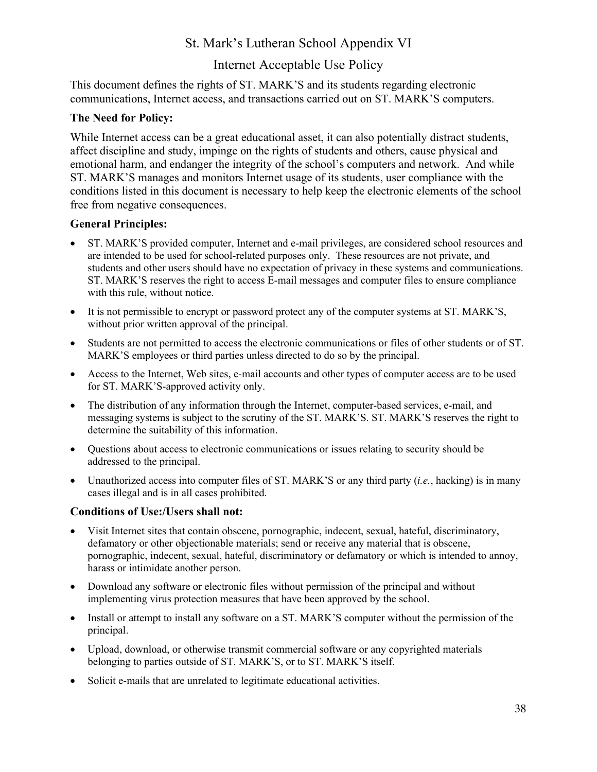# St. Mark's Lutheran School Appendix VI

## Internet Acceptable Use Policy

This document defines the rights of ST. MARK'S and its students regarding electronic communications, Internet access, and transactions carried out on ST. MARK'S computers.

### The Need for Policy:

While Internet access can be a great educational asset, it can also potentially distract students, affect discipline and study, impinge on the rights of students and others, cause physical and emotional harm, and endanger the integrity of the school's computers and network. And while ST. MARK'S manages and monitors Internet usage of its students, user compliance with the conditions listed in this document is necessary to help keep the electronic elements of the school free from negative consequences.

### General Principles:

- ST. MARK'S provided computer, Internet and e-mail privileges, are considered school resources and are intended to be used for school-related purposes only. These resources are not private, and students and other users should have no expectation of privacy in these systems and communications. ST. MARK'S reserves the right to access E-mail messages and computer files to ensure compliance with this rule, without notice.
- It is not permissible to encrypt or password protect any of the computer systems at ST. MARK'S, without prior written approval of the principal.
- Students are not permitted to access the electronic communications or files of other students or of ST. MARK'S employees or third parties unless directed to do so by the principal.
- Access to the Internet, Web sites, e-mail accounts and other types of computer access are to be used for ST. MARK'S-approved activity only.
- The distribution of any information through the Internet, computer-based services, e-mail, and messaging systems is subject to the scrutiny of the ST. MARK'S. ST. MARK'S reserves the right to determine the suitability of this information.
- Questions about access to electronic communications or issues relating to security should be addressed to the principal.
- Unauthorized access into computer files of ST. MARK'S or any third party (*i.e.*, hacking) is in many cases illegal and is in all cases prohibited.

### Conditions of Use:/Users shall not:

- Visit Internet sites that contain obscene, pornographic, indecent, sexual, hateful, discriminatory, defamatory or other objectionable materials; send or receive any material that is obscene, pornographic, indecent, sexual, hateful, discriminatory or defamatory or which is intended to annoy, harass or intimidate another person.
- Download any software or electronic files without permission of the principal and without implementing virus protection measures that have been approved by the school.
- Install or attempt to install any software on a ST. MARK'S computer without the permission of the principal.
- Upload, download, or otherwise transmit commercial software or any copyrighted materials belonging to parties outside of ST. MARK'S, or to ST. MARK'S itself.
- Solicit e-mails that are unrelated to legitimate educational activities.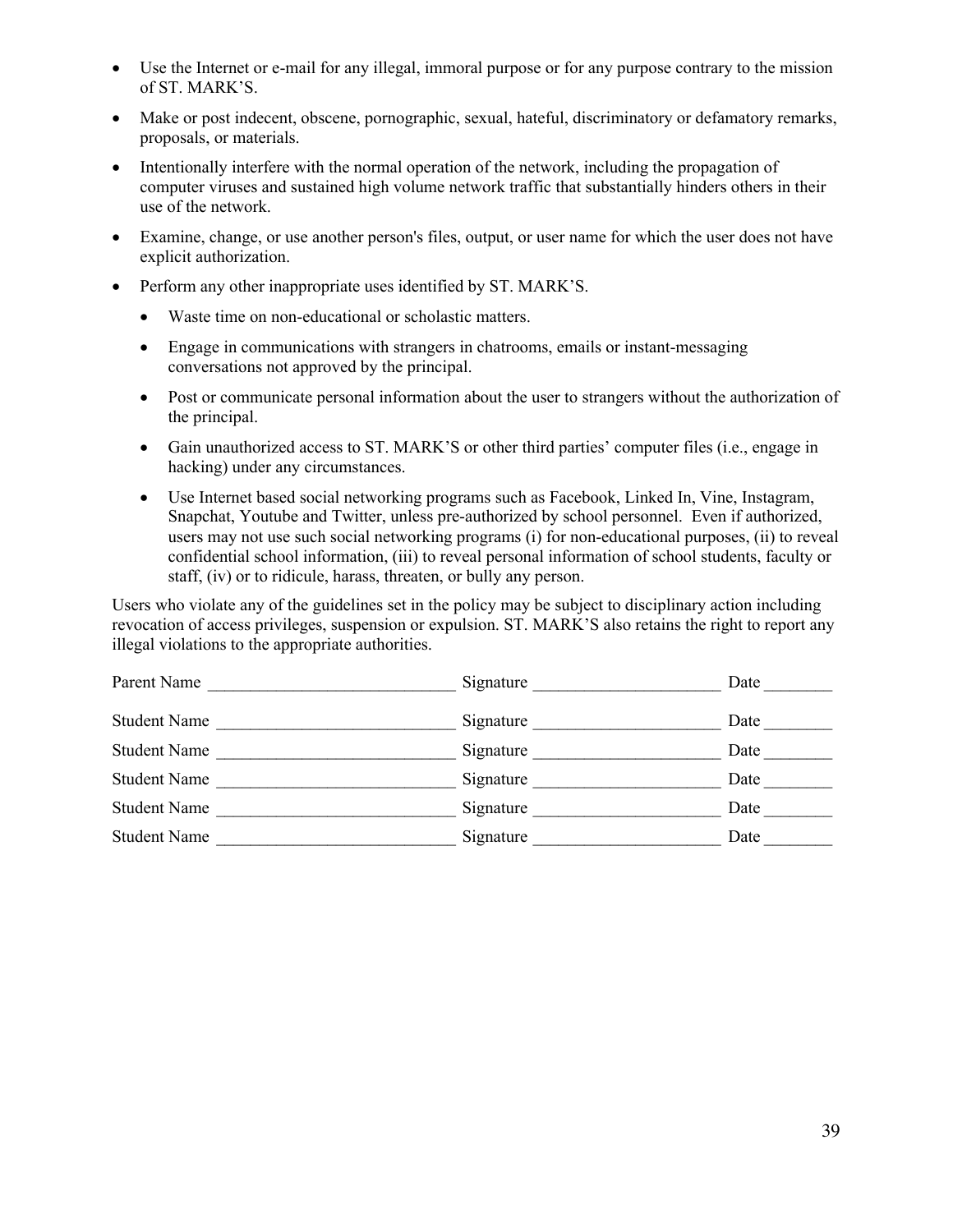- Use the Internet or e-mail for any illegal, immoral purpose or for any purpose contrary to the mission of ST. MARK'S.
- Make or post indecent, obscene, pornographic, sexual, hateful, discriminatory or defamatory remarks, proposals, or materials.
- Intentionally interfere with the normal operation of the network, including the propagation of computer viruses and sustained high volume network traffic that substantially hinders others in their use of the network.
- Examine, change, or use another person's files, output, or user name for which the user does not have explicit authorization.
- Perform any other inappropriate uses identified by ST. MARK'S.
  - Waste time on non-educational or scholastic matters.
  - Engage in communications with strangers in chatrooms, emails or instant-messaging conversations not approved by the principal.
  - Post or communicate personal information about the user to strangers without the authorization of the principal.
  - Gain unauthorized access to ST. MARK'S or other third parties' computer files (i.e., engage in hacking) under any circumstances.
  - Use Internet based social networking programs such as Facebook, Linked In, Vine, Instagram, Snapchat, Youtube and Twitter, unless pre-authorized by school personnel. Even if authorized, users may not use such social networking programs (i) for non-educational purposes, (ii) to reveal confidential school information, (iii) to reveal personal information of school students, faculty or staff, (iv) or to ridicule, harass, threaten, or bully any person.

Users who violate any of the guidelines set in the policy may be subject to disciplinary action including revocation of access privileges, suspension or expulsion. ST. MARK'S also retains the right to report any illegal violations to the appropriate authorities.

Parent Name _____________________________ Signature ______________________ Date ________

Student Name ____________________________ Signature ______________________ Date ________

Student Name ____________________________ Signature ______________________ Date ________

Student Name ____________________________ Signature ______________________ Date ________

Student Name ____________________________ Signature ______________________ Date ________

Student Name ____________________________ Signature ______________________ Date ________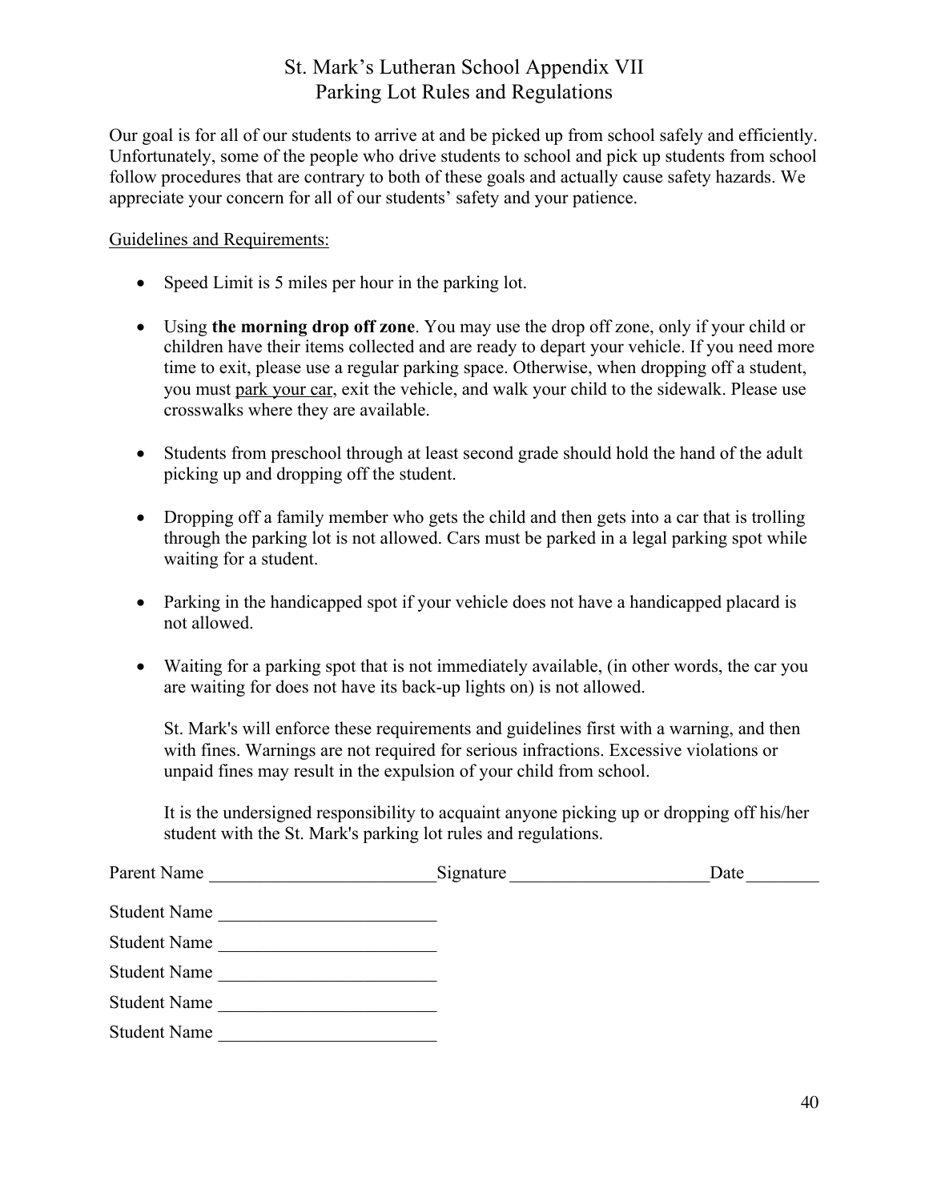# St. Mark's Lutheran School Appendix VII
## Parking Lot Rules and Regulations

Our goal is for all of our students to arrive at and be picked up from school safely and efficiently. Unfortunately, some of the people who drive students to school and pick up students from school follow procedures that are contrary to both of these goals and actually cause safety hazards. We appreciate your concern for all of our students' safety and your patience.

<u>Guidelines and Requirements:</u>

- Speed Limit is 5 miles per hour in the parking lot.

- Using **the morning drop off zone**. You may use the drop off zone, only if your child or children have their items collected and are ready to depart your vehicle. If you need more time to exit, please use a regular parking space. Otherwise, when dropping off a student, you must <u>park your car</u>, exit the vehicle, and walk your child to the sidewalk. Please use crosswalks where they are available.

- Students from preschool through at least second grade should hold the hand of the adult picking up and dropping off the student.

- Dropping off a family member who gets the child and then gets into a car that is trolling through the parking lot is not allowed. Cars must be parked in a legal parking spot while waiting for a student.

- Parking in the handicapped spot if your vehicle does not have a handicapped placard is not allowed.

- Waiting for a parking spot that is not immediately available, (in other words, the car you are waiting for does not have its back-up lights on) is not allowed.

  St. Mark's will enforce these requirements and guidelines first with a warning, and then with fines. Warnings are not required for serious infractions. Excessive violations or unpaid fines may result in the expulsion of your child from school.

  It is the undersigned responsibility to acquaint anyone picking up or dropping off his/her student with the St. Mark's parking lot rules and regulations.

Parent Name _________________________ Signature ______________________ Date ________

Student Name ________________________

Student Name ________________________

Student Name ________________________

Student Name ________________________

Student Name ________________________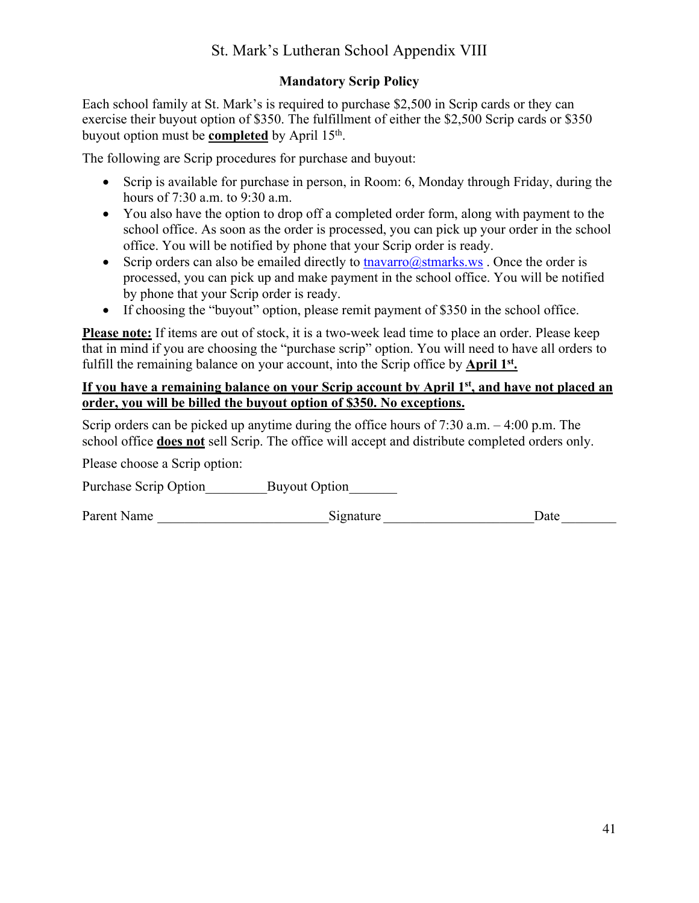# St. Mark's Lutheran School Appendix VIII

## Mandatory Scrip Policy

Each school family at St. Mark's is required to purchase $2,500 in Scrip cards or they can exercise their buyout option of $350. The fulfillment of either the $2,500 Scrip cards or $350 buyout option must be **completed** by April 15th.

The following are Scrip procedures for purchase and buyout:

- Scrip is available for purchase in person, in Room: 6, Monday through Friday, during the hours of 7:30 a.m. to 9:30 a.m.
- You also have the option to drop off a completed order form, along with payment to the school office. As soon as the order is processed, you can pick up your order in the school office. You will be notified by phone that your Scrip order is ready.
- Scrip orders can also be emailed directly to tnavarro@stmarks.ws . Once the order is processed, you can pick up and make payment in the school office. You will be notified by phone that your Scrip order is ready.
- If choosing the "buyout" option, please remit payment of $350 in the school office.

**Please note:** If items are out of stock, it is a two-week lead time to place an order. Please keep that in mind if you are choosing the "purchase scrip" option. You will need to have all orders to fulfill the remaining balance on your account, into the Scrip office by **April 1st.**

**If you have a remaining balance on your Scrip account by April 1st, and have not placed an order, you will be billed the buyout option of $350. No exceptions.**

Scrip orders can be picked up anytime during the office hours of 7:30 a.m. – 4:00 p.m. The school office **does not** sell Scrip. The office will accept and distribute completed orders only.

Please choose a Scrip option:

Purchase Scrip Option_________Buyout Option_______

Parent Name ________________________Signature _____________________Date ________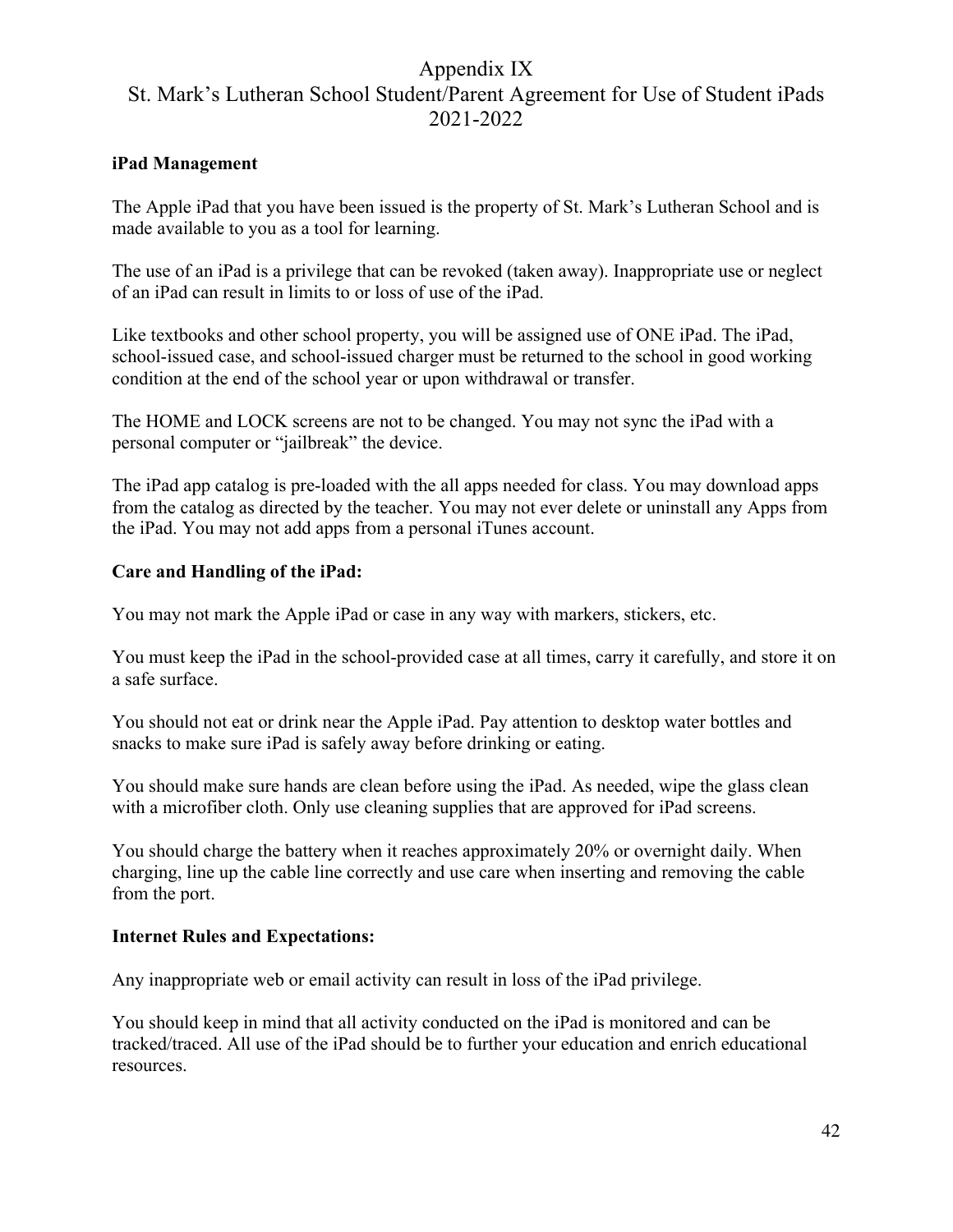# Appendix IX
# St. Mark's Lutheran School Student/Parent Agreement for Use of Student iPads 2021-2022

**iPad Management**

The Apple iPad that you have been issued is the property of St. Mark's Lutheran School and is made available to you as a tool for learning.

The use of an iPad is a privilege that can be revoked (taken away). Inappropriate use or neglect of an iPad can result in limits to or loss of use of the iPad.

Like textbooks and other school property, you will be assigned use of ONE iPad. The iPad, school-issued case, and school-issued charger must be returned to the school in good working condition at the end of the school year or upon withdrawal or transfer.

The HOME and LOCK screens are not to be changed. You may not sync the iPad with a personal computer or "jailbreak" the device.

The iPad app catalog is pre-loaded with the all apps needed for class. You may download apps from the catalog as directed by the teacher. You may not ever delete or uninstall any Apps from the iPad. You may not add apps from a personal iTunes account.

**Care and Handling of the iPad:**

You may not mark the Apple iPad or case in any way with markers, stickers, etc.

You must keep the iPad in the school-provided case at all times, carry it carefully, and store it on a safe surface.

You should not eat or drink near the Apple iPad. Pay attention to desktop water bottles and snacks to make sure iPad is safely away before drinking or eating.

You should make sure hands are clean before using the iPad. As needed, wipe the glass clean with a microfiber cloth. Only use cleaning supplies that are approved for iPad screens.

You should charge the battery when it reaches approximately 20% or overnight daily. When charging, line up the cable line correctly and use care when inserting and removing the cable from the port.

**Internet Rules and Expectations:**

Any inappropriate web or email activity can result in loss of the iPad privilege.

You should keep in mind that all activity conducted on the iPad is monitored and can be tracked/traced. All use of the iPad should be to further your education and enrich educational resources.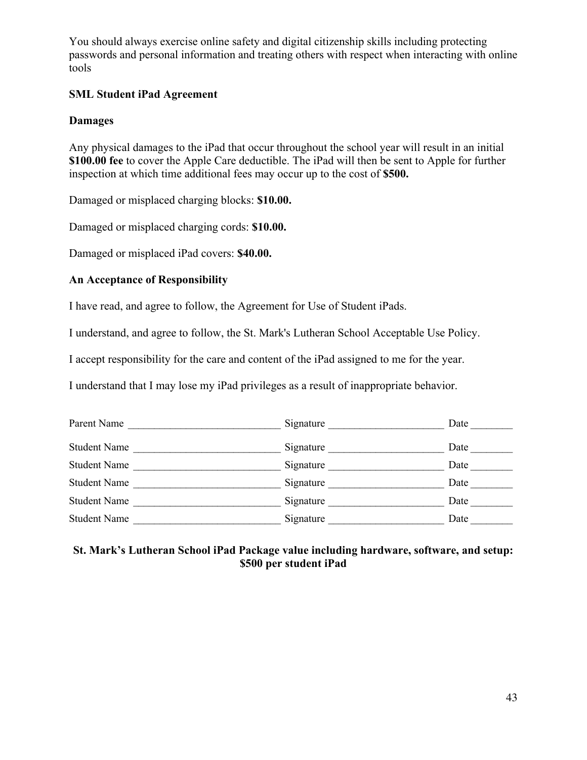You should always exercise online safety and digital citizenship skills including protecting passwords and personal information and treating others with respect when interacting with online tools

**SML Student iPad Agreement**

**Damages**

Any physical damages to the iPad that occur throughout the school year will result in an initial **$100.00 fee** to cover the Apple Care deductible. The iPad will then be sent to Apple for further inspection at which time additional fees may occur up to the cost of **$500.**

Damaged or misplaced charging blocks: **$10.00.**

Damaged or misplaced charging cords: **$10.00.**

Damaged or misplaced iPad covers: **$40.00.**

**An Acceptance of Responsibility**

I have read, and agree to follow, the Agreement for Use of Student iPads.

I understand, and agree to follow, the St. Mark's Lutheran School Acceptable Use Policy.

I accept responsibility for the care and content of the iPad assigned to me for the year.

I understand that I may lose my iPad privileges as a result of inappropriate behavior.

Parent Name ____________________________ Signature _____________________ Date ________

Student Name ___________________________ Signature _____________________ Date ________

Student Name ___________________________ Signature _____________________ Date ________

Student Name ___________________________ Signature _____________________ Date ________

Student Name ___________________________ Signature _____________________ Date ________

Student Name ___________________________ Signature _____________________ Date ________

**St. Mark's Lutheran School iPad Package value including hardware, software, and setup: $500 per student iPad**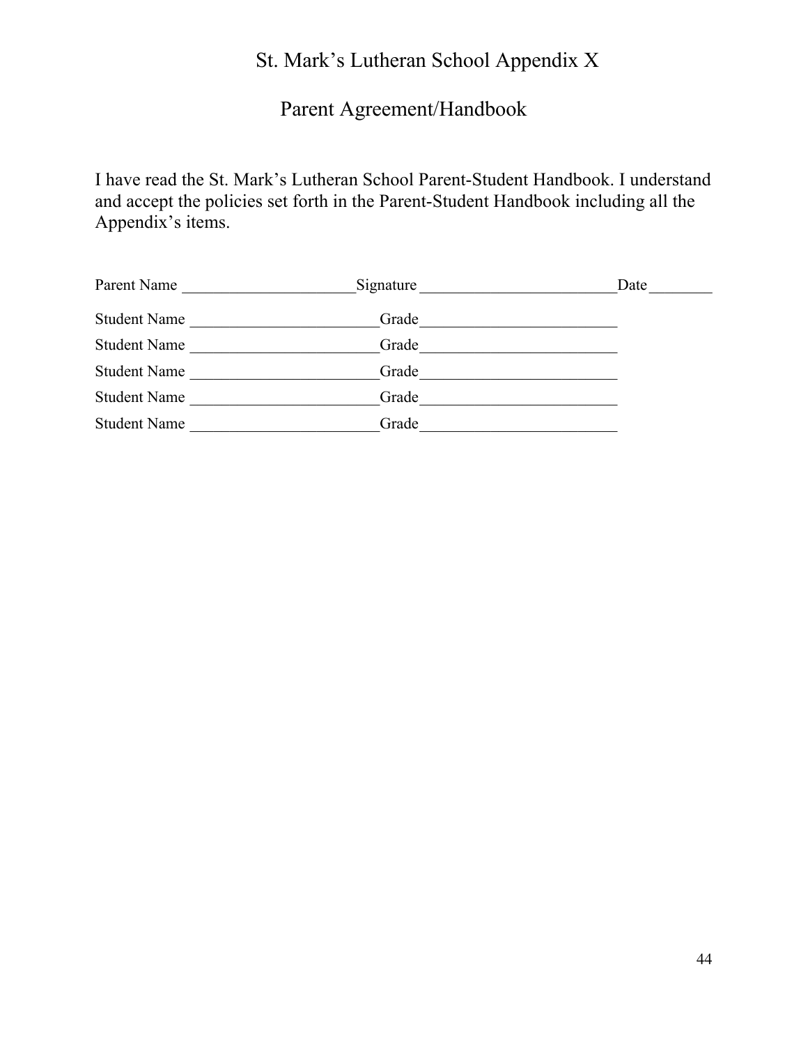# St. Mark's Lutheran School Appendix X

## Parent Agreement/Handbook

I have read the St. Mark's Lutheran School Parent-Student Handbook. I understand and accept the policies set forth in the Parent-Student Handbook including all the Appendix's items.

Parent Name ______________________Signature _________________________Date ________

Student Name ________________________Grade_________________________

Student Name ________________________Grade_________________________

Student Name ________________________Grade_________________________

Student Name ________________________Grade_________________________

Student Name ________________________Grade_________________________